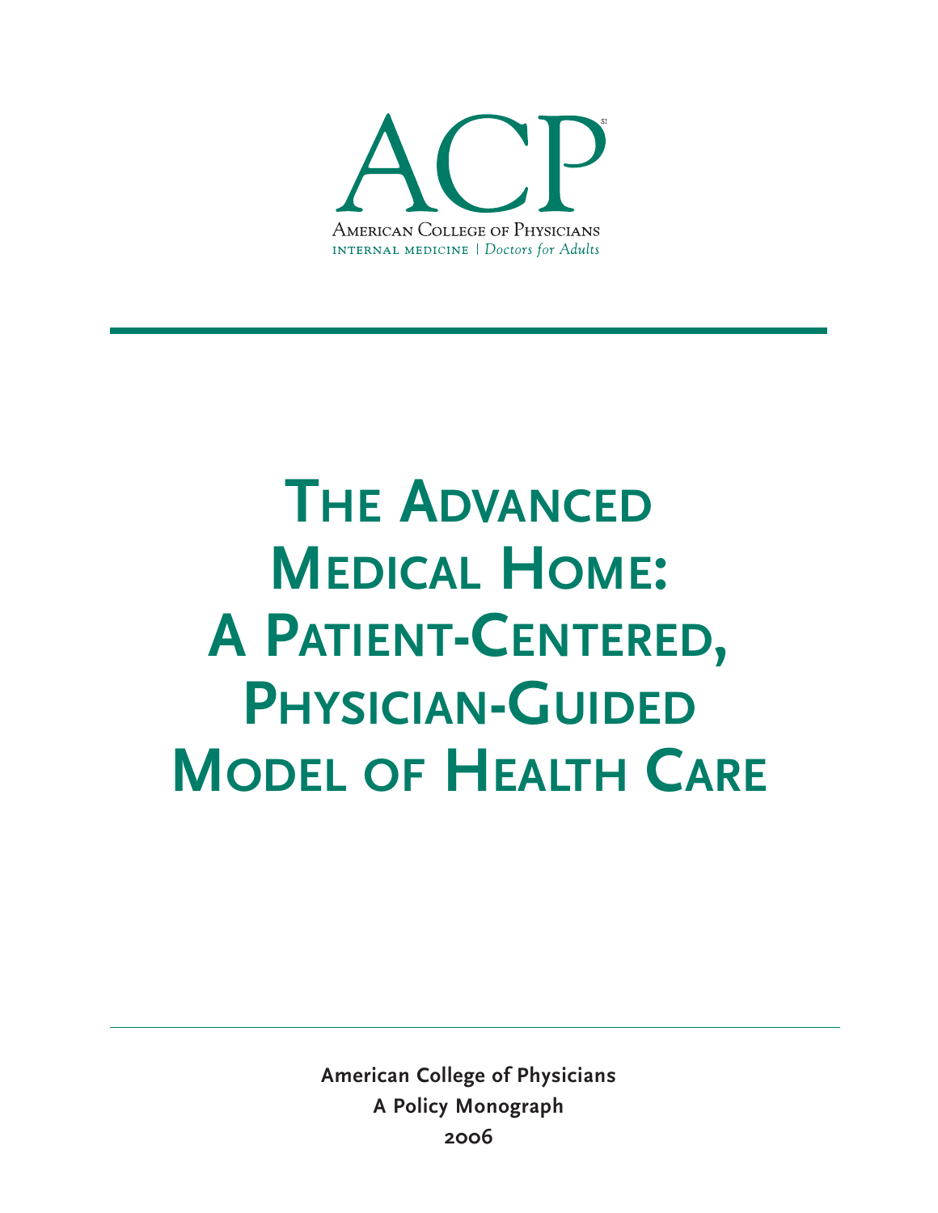ACP

American College of Physicians

INTERNAL MEDICINE | *Doctors for Adults*

# The Advanced Medical Home: A Patient-Centered, Physician-Guided Model of Health Care

**American College of Physicians**

**A Policy Monograph**

**2006**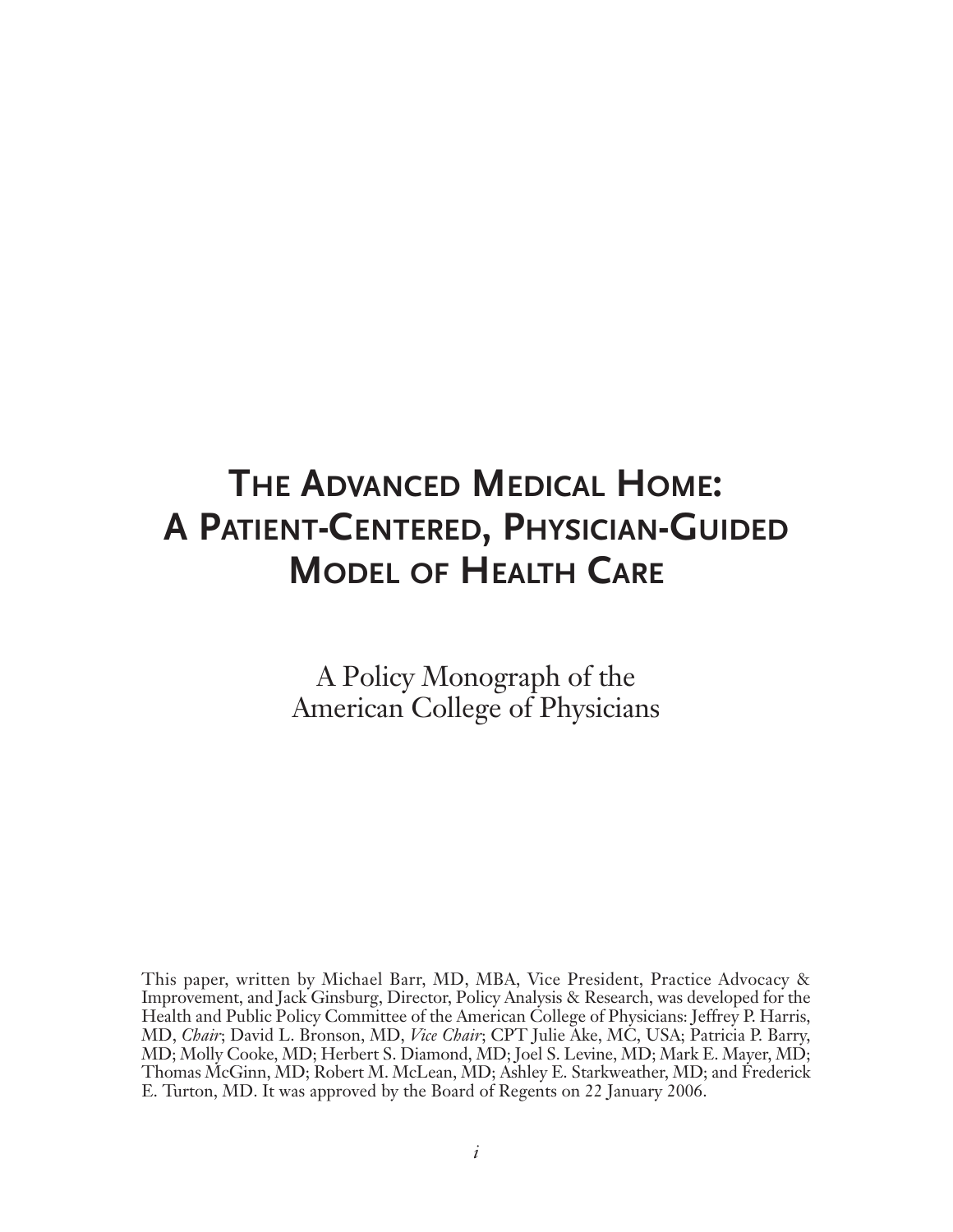# The Advanced Medical Home: A Patient-Centered, Physician-Guided Model of Health Care

A Policy Monograph of the American College of Physicians

This paper, written by Michael Barr, MD, MBA, Vice President, Practice Advocacy & Improvement, and Jack Ginsburg, Director, Policy Analysis & Research, was developed for the Health and Public Policy Committee of the American College of Physicians: Jeffrey P. Harris, MD, *Chair*; David L. Bronson, MD, *Vice Chair*; CPT Julie Ake, MC, USA; Patricia P. Barry, MD; Molly Cooke, MD; Herbert S. Diamond, MD; Joel S. Levine, MD; Mark E. Mayer, MD; Thomas McGinn, MD; Robert M. McLean, MD; Ashley E. Starkweather, MD; and Frederick E. Turton, MD. It was approved by the Board of Regents on 22 January 2006.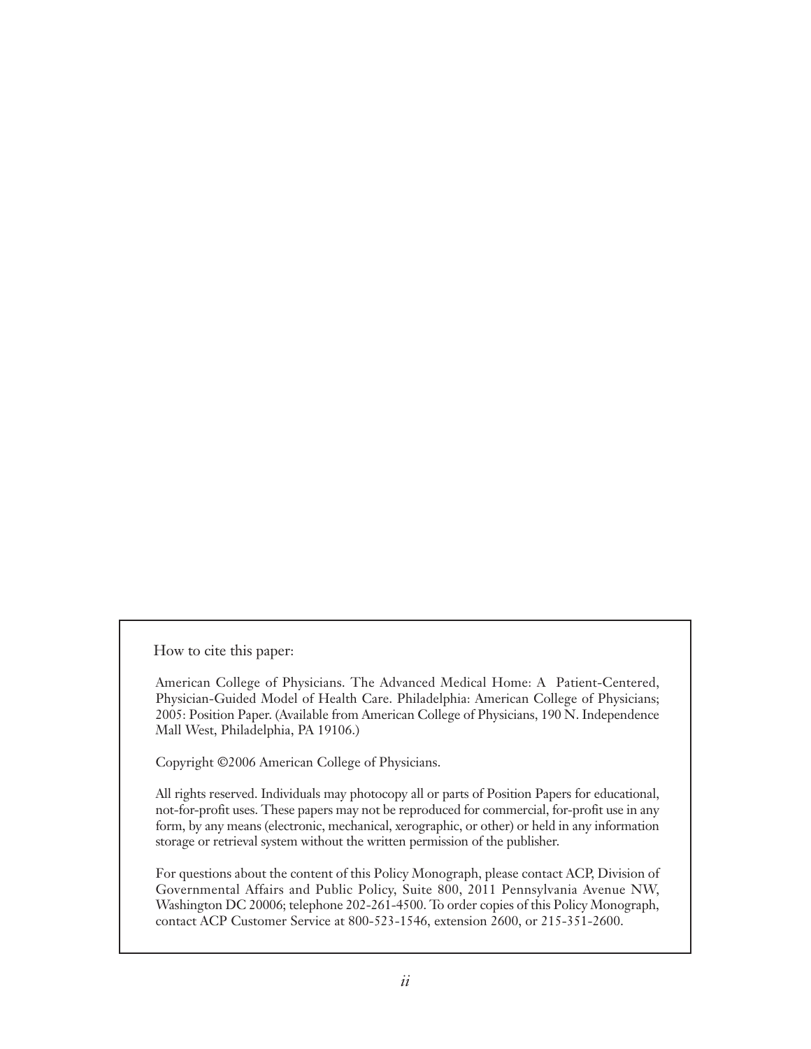How to cite this paper:

American College of Physicians. The Advanced Medical Home: A Patient-Centered, Physician-Guided Model of Health Care. Philadelphia: American College of Physicians; 2005: Position Paper. (Available from American College of Physicians, 190 N. Independence Mall West, Philadelphia, PA 19106.)

Copyright ©2006 American College of Physicians.

All rights reserved. Individuals may photocopy all or parts of Position Papers for educational, not-for-profit uses. These papers may not be reproduced for commercial, for-profit use in any form, by any means (electronic, mechanical, xerographic, or other) or held in any information storage or retrieval system without the written permission of the publisher.

For questions about the content of this Policy Monograph, please contact ACP, Division of Governmental Affairs and Public Policy, Suite 800, 2011 Pennsylvania Avenue NW, Washington DC 20006; telephone 202-261-4500. To order copies of this Policy Monograph, contact ACP Customer Service at 800-523-1546, extension 2600, or 215-351-2600.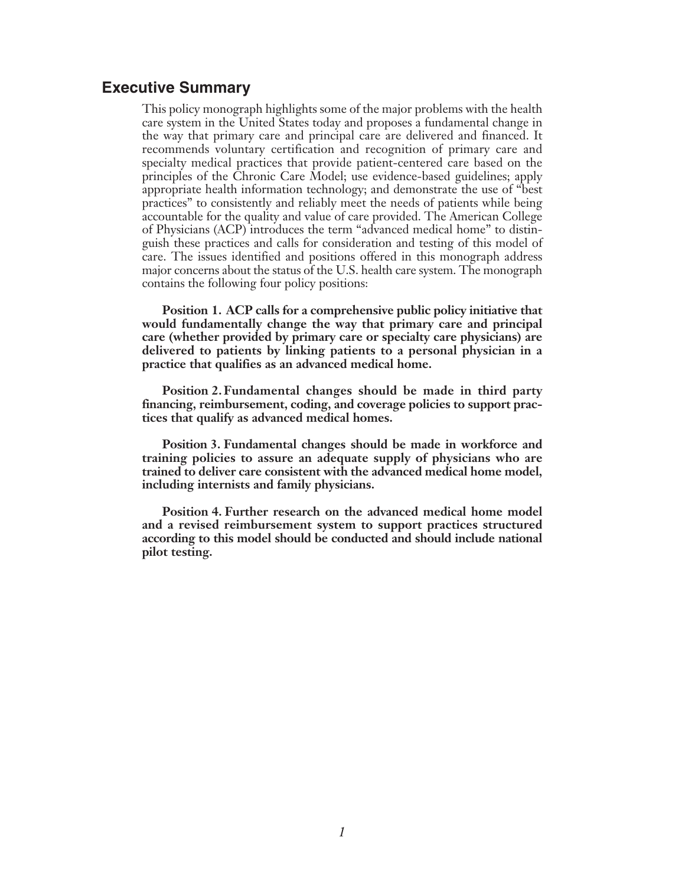## Executive Summary

This policy monograph highlights some of the major problems with the health care system in the United States today and proposes a fundamental change in the way that primary care and principal care are delivered and financed. It recommends voluntary certification and recognition of primary care and specialty medical practices that provide patient-centered care based on the principles of the Chronic Care Model; use evidence-based guidelines; apply appropriate health information technology; and demonstrate the use of "best practices" to consistently and reliably meet the needs of patients while being accountable for the quality and value of care provided. The American College of Physicians (ACP) introduces the term "advanced medical home" to distinguish these practices and calls for consideration and testing of this model of care. The issues identified and positions offered in this monograph address major concerns about the status of the U.S. health care system. The monograph contains the following four policy positions:

**Position 1. ACP calls for a comprehensive public policy initiative that would fundamentally change the way that primary care and principal care (whether provided by primary care or specialty care physicians) are delivered to patients by linking patients to a personal physician in a practice that qualifies as an advanced medical home.**

**Position 2. Fundamental changes should be made in third party financing, reimbursement, coding, and coverage policies to support practices that qualify as advanced medical homes.**

**Position 3. Fundamental changes should be made in workforce and training policies to assure an adequate supply of physicians who are trained to deliver care consistent with the advanced medical home model, including internists and family physicians.**

**Position 4. Further research on the advanced medical home model and a revised reimbursement system to support practices structured according to this model should be conducted and should include national pilot testing.**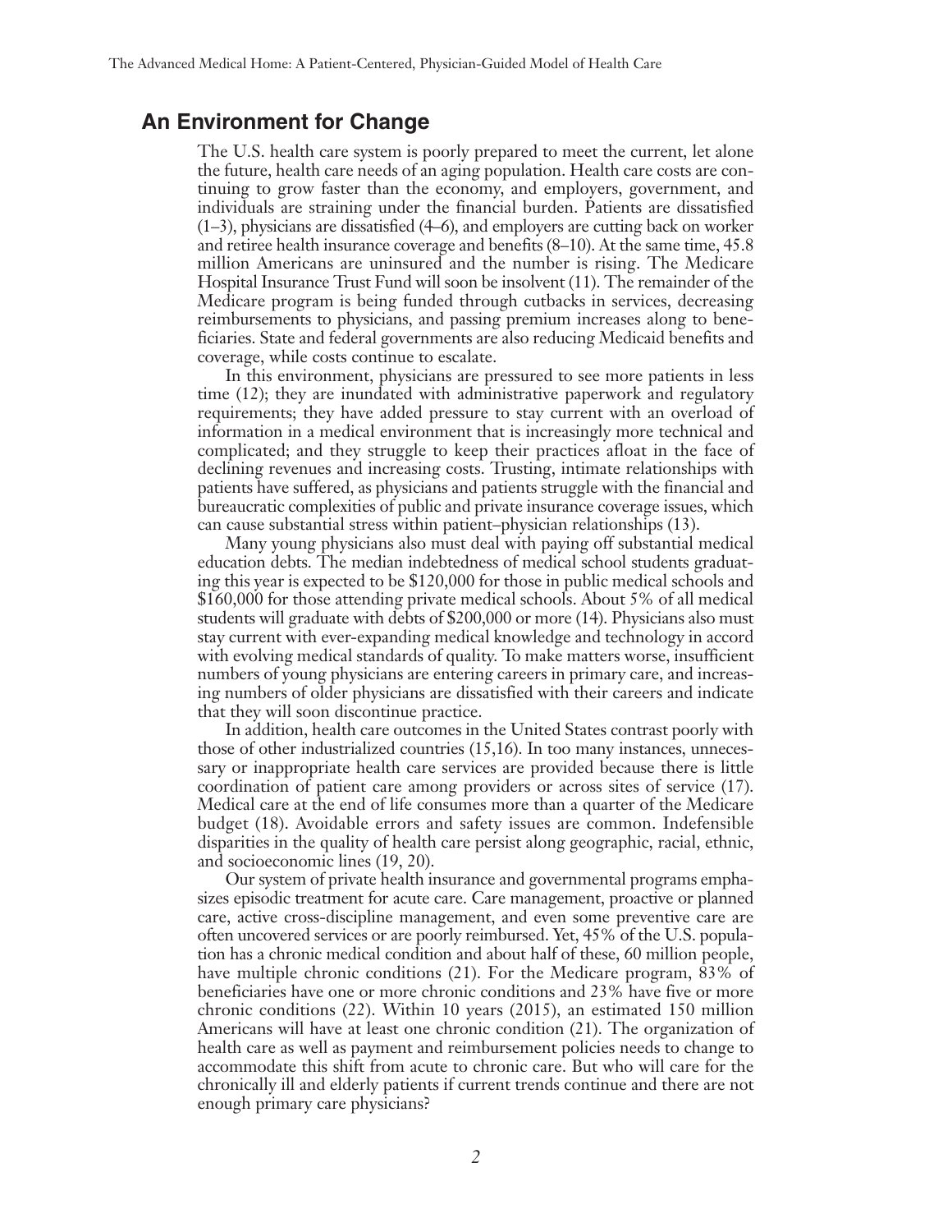## An Environment for Change

The U.S. health care system is poorly prepared to meet the current, let alone the future, health care needs of an aging population. Health care costs are continuing to grow faster than the economy, and employers, government, and individuals are straining under the financial burden. Patients are dissatisfied (1–3), physicians are dissatisfied (4–6), and employers are cutting back on worker and retiree health insurance coverage and benefits (8–10). At the same time, 45.8 million Americans are uninsured and the number is rising. The Medicare Hospital Insurance Trust Fund will soon be insolvent (11). The remainder of the Medicare program is being funded through cutbacks in services, decreasing reimbursements to physicians, and passing premium increases along to beneficiaries. State and federal governments are also reducing Medicaid benefits and coverage, while costs continue to escalate.

In this environment, physicians are pressured to see more patients in less time (12); they are inundated with administrative paperwork and regulatory requirements; they have added pressure to stay current with an overload of information in a medical environment that is increasingly more technical and complicated; and they struggle to keep their practices afloat in the face of declining revenues and increasing costs. Trusting, intimate relationships with patients have suffered, as physicians and patients struggle with the financial and bureaucratic complexities of public and private insurance coverage issues, which can cause substantial stress within patient–physician relationships (13).

Many young physicians also must deal with paying off substantial medical education debts. The median indebtedness of medical school students graduating this year is expected to be $120,000 for those in public medical schools and $160,000 for those attending private medical schools. About 5% of all medical students will graduate with debts of $200,000 or more (14). Physicians also must stay current with ever-expanding medical knowledge and technology in accord with evolving medical standards of quality. To make matters worse, insufficient numbers of young physicians are entering careers in primary care, and increasing numbers of older physicians are dissatisfied with their careers and indicate that they will soon discontinue practice.

In addition, health care outcomes in the United States contrast poorly with those of other industrialized countries (15,16). In too many instances, unnecessary or inappropriate health care services are provided because there is little coordination of patient care among providers or across sites of service (17). Medical care at the end of life consumes more than a quarter of the Medicare budget (18). Avoidable errors and safety issues are common. Indefensible disparities in the quality of health care persist along geographic, racial, ethnic, and socioeconomic lines (19, 20).

Our system of private health insurance and governmental programs emphasizes episodic treatment for acute care. Care management, proactive or planned care, active cross-discipline management, and even some preventive care are often uncovered services or are poorly reimbursed. Yet, 45% of the U.S. population has a chronic medical condition and about half of these, 60 million people, have multiple chronic conditions (21). For the Medicare program, 83% of beneficiaries have one or more chronic conditions and 23% have five or more chronic conditions (22). Within 10 years (2015), an estimated 150 million Americans will have at least one chronic condition (21). The organization of health care as well as payment and reimbursement policies needs to change to accommodate this shift from acute to chronic care. But who will care for the chronically ill and elderly patients if current trends continue and there are not enough primary care physicians?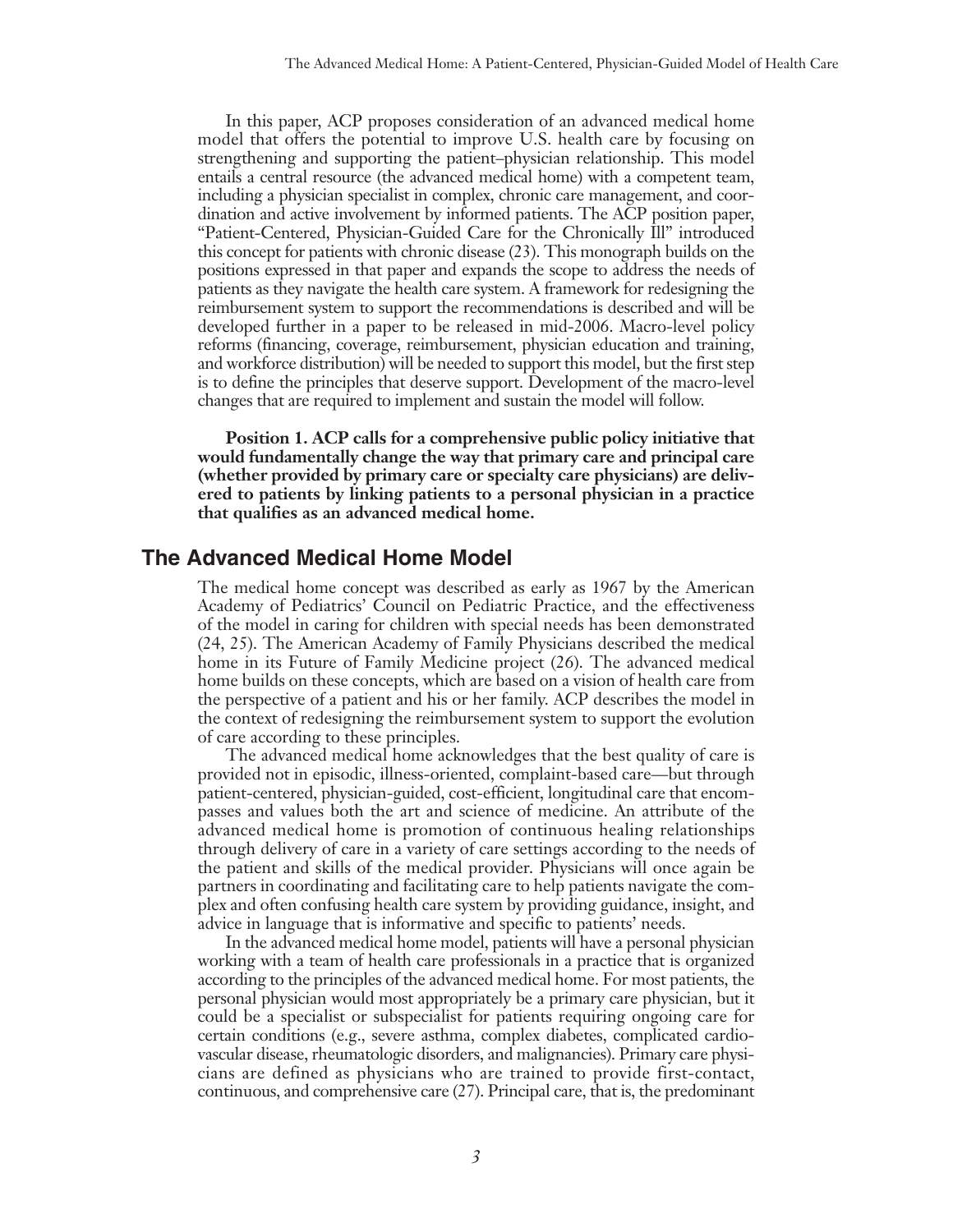In this paper, ACP proposes consideration of an advanced medical home model that offers the potential to improve U.S. health care by focusing on strengthening and supporting the patient–physician relationship. This model entails a central resource (the advanced medical home) with a competent team, including a physician specialist in complex, chronic care management, and coordination and active involvement by informed patients. The ACP position paper, "Patient-Centered, Physician-Guided Care for the Chronically Ill" introduced this concept for patients with chronic disease (23). This monograph builds on the positions expressed in that paper and expands the scope to address the needs of patients as they navigate the health care system. A framework for redesigning the reimbursement system to support the recommendations is described and will be developed further in a paper to be released in mid-2006. Macro-level policy reforms (financing, coverage, reimbursement, physician education and training, and workforce distribution) will be needed to support this model, but the first step is to define the principles that deserve support. Development of the macro-level changes that are required to implement and sustain the model will follow.

**Position 1. ACP calls for a comprehensive public policy initiative that would fundamentally change the way that primary care and principal care (whether provided by primary care or specialty care physicians) are delivered to patients by linking patients to a personal physician in a practice that qualifies as an advanced medical home.**

## The Advanced Medical Home Model

The medical home concept was described as early as 1967 by the American Academy of Pediatrics' Council on Pediatric Practice, and the effectiveness of the model in caring for children with special needs has been demonstrated (24, 25). The American Academy of Family Physicians described the medical home in its Future of Family Medicine project (26). The advanced medical home builds on these concepts, which are based on a vision of health care from the perspective of a patient and his or her family. ACP describes the model in the context of redesigning the reimbursement system to support the evolution of care according to these principles.

The advanced medical home acknowledges that the best quality of care is provided not in episodic, illness-oriented, complaint-based care—but through patient-centered, physician-guided, cost-efficient, longitudinal care that encompasses and values both the art and science of medicine. An attribute of the advanced medical home is promotion of continuous healing relationships through delivery of care in a variety of care settings according to the needs of the patient and skills of the medical provider. Physicians will once again be partners in coordinating and facilitating care to help patients navigate the complex and often confusing health care system by providing guidance, insight, and advice in language that is informative and specific to patients' needs.

In the advanced medical home model, patients will have a personal physician working with a team of health care professionals in a practice that is organized according to the principles of the advanced medical home. For most patients, the personal physician would most appropriately be a primary care physician, but it could be a specialist or subspecialist for patients requiring ongoing care for certain conditions (e.g., severe asthma, complex diabetes, complicated cardiovascular disease, rheumatologic disorders, and malignancies). Primary care physicians are defined as physicians who are trained to provide first-contact, continuous, and comprehensive care (27). Principal care, that is, the predominant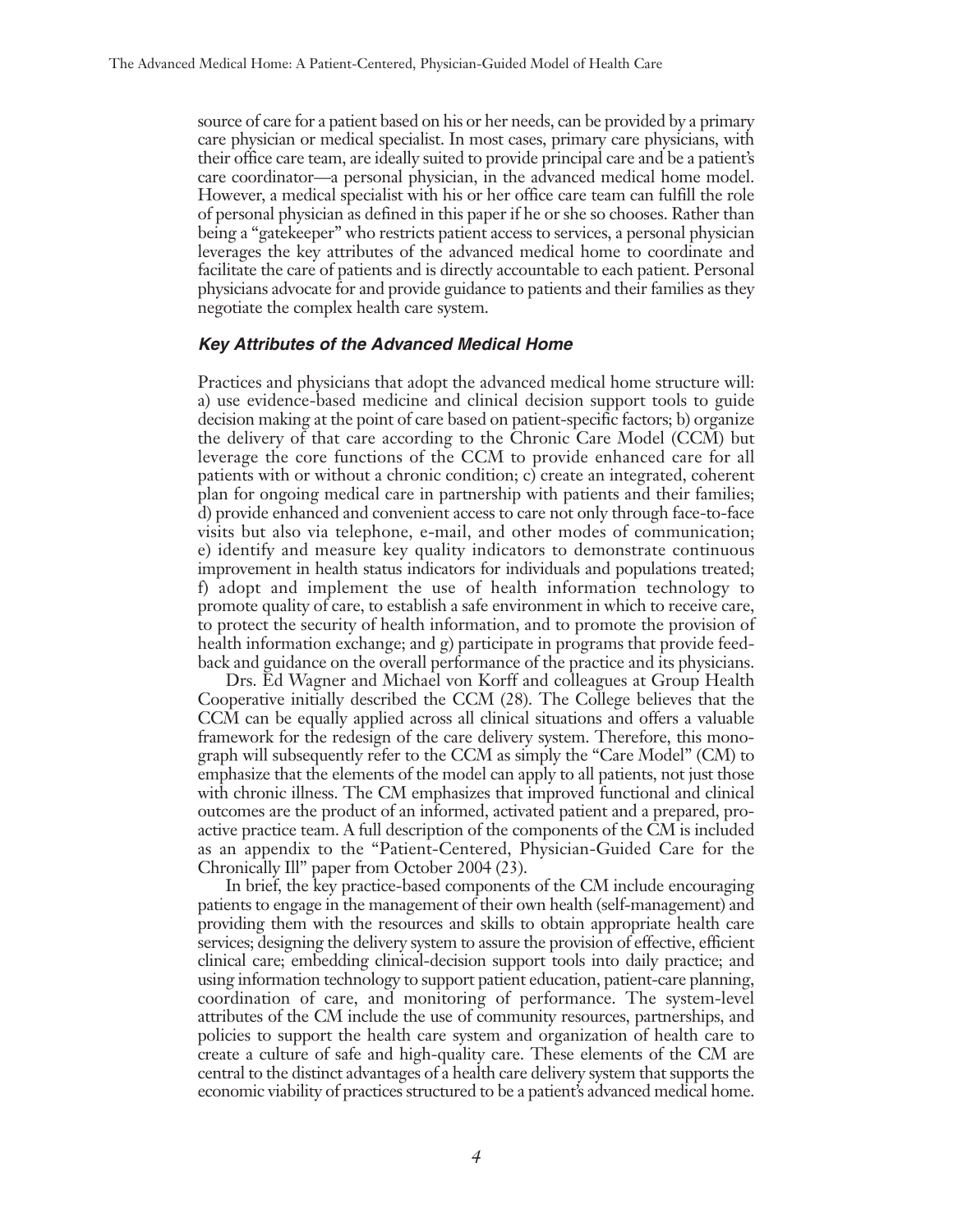source of care for a patient based on his or her needs, can be provided by a primary care physician or medical specialist. In most cases, primary care physicians, with their office care team, are ideally suited to provide principal care and be a patient's care coordinator—a personal physician, in the advanced medical home model. However, a medical specialist with his or her office care team can fulfill the role of personal physician as defined in this paper if he or she so chooses. Rather than being a "gatekeeper" who restricts patient access to services, a personal physician leverages the key attributes of the advanced medical home to coordinate and facilitate the care of patients and is directly accountable to each patient. Personal physicians advocate for and provide guidance to patients and their families as they negotiate the complex health care system.

### *Key Attributes of the Advanced Medical Home*

Practices and physicians that adopt the advanced medical home structure will: a) use evidence-based medicine and clinical decision support tools to guide decision making at the point of care based on patient-specific factors; b) organize the delivery of that care according to the Chronic Care Model (CCM) but leverage the core functions of the CCM to provide enhanced care for all patients with or without a chronic condition; c) create an integrated, coherent plan for ongoing medical care in partnership with patients and their families; d) provide enhanced and convenient access to care not only through face-to-face visits but also via telephone, e-mail, and other modes of communication; e) identify and measure key quality indicators to demonstrate continuous improvement in health status indicators for individuals and populations treated; f) adopt and implement the use of health information technology to promote quality of care, to establish a safe environment in which to receive care, to protect the security of health information, and to promote the provision of health information exchange; and g) participate in programs that provide feedback and guidance on the overall performance of the practice and its physicians.

Drs. Ed Wagner and Michael von Korff and colleagues at Group Health Cooperative initially described the CCM (28). The College believes that the CCM can be equally applied across all clinical situations and offers a valuable framework for the redesign of the care delivery system. Therefore, this monograph will subsequently refer to the CCM as simply the "Care Model" (CM) to emphasize that the elements of the model can apply to all patients, not just those with chronic illness. The CM emphasizes that improved functional and clinical outcomes are the product of an informed, activated patient and a prepared, proactive practice team. A full description of the components of the CM is included as an appendix to the "Patient-Centered, Physician-Guided Care for the Chronically Ill" paper from October 2004 (23).

In brief, the key practice-based components of the CM include encouraging patients to engage in the management of their own health (self-management) and providing them with the resources and skills to obtain appropriate health care services; designing the delivery system to assure the provision of effective, efficient clinical care; embedding clinical-decision support tools into daily practice; and using information technology to support patient education, patient-care planning, coordination of care, and monitoring of performance. The system-level attributes of the CM include the use of community resources, partnerships, and policies to support the health care system and organization of health care to create a culture of safe and high-quality care. These elements of the CM are central to the distinct advantages of a health care delivery system that supports the economic viability of practices structured to be a patient's advanced medical home.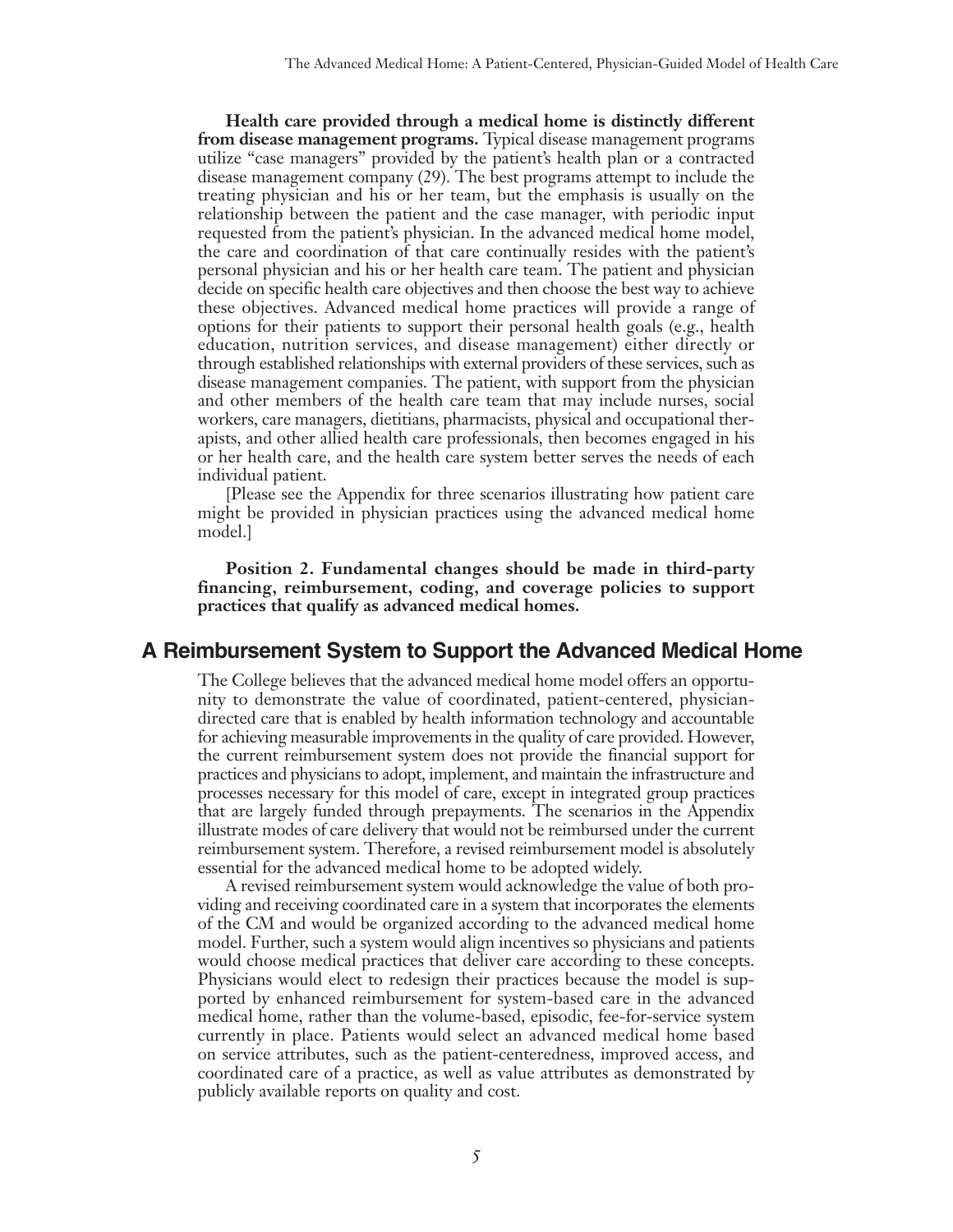**Health care provided through a medical home is distinctly different from disease management programs.** Typical disease management programs utilize "case managers" provided by the patient's health plan or a contracted disease management company (29). The best programs attempt to include the treating physician and his or her team, but the emphasis is usually on the relationship between the patient and the case manager, with periodic input requested from the patient's physician. In the advanced medical home model, the care and coordination of that care continually resides with the patient's personal physician and his or her health care team. The patient and physician decide on specific health care objectives and then choose the best way to achieve these objectives. Advanced medical home practices will provide a range of options for their patients to support their personal health goals (e.g., health education, nutrition services, and disease management) either directly or through established relationships with external providers of these services, such as disease management companies. The patient, with support from the physician and other members of the health care team that may include nurses, social workers, care managers, dietitians, pharmacists, physical and occupational therapists, and other allied health care professionals, then becomes engaged in his or her health care, and the health care system better serves the needs of each individual patient.

[Please see the Appendix for three scenarios illustrating how patient care might be provided in physician practices using the advanced medical home model.]

**Position 2. Fundamental changes should be made in third-party financing, reimbursement, coding, and coverage policies to support practices that qualify as advanced medical homes.**

## A Reimbursement System to Support the Advanced Medical Home

The College believes that the advanced medical home model offers an opportunity to demonstrate the value of coordinated, patient-centered, physician-directed care that is enabled by health information technology and accountable for achieving measurable improvements in the quality of care provided. However, the current reimbursement system does not provide the financial support for practices and physicians to adopt, implement, and maintain the infrastructure and processes necessary for this model of care, except in integrated group practices that are largely funded through prepayments. The scenarios in the Appendix illustrate modes of care delivery that would not be reimbursed under the current reimbursement system. Therefore, a revised reimbursement model is absolutely essential for the advanced medical home to be adopted widely.

A revised reimbursement system would acknowledge the value of both providing and receiving coordinated care in a system that incorporates the elements of the CM and would be organized according to the advanced medical home model. Further, such a system would align incentives so physicians and patients would choose medical practices that deliver care according to these concepts. Physicians would elect to redesign their practices because the model is supported by enhanced reimbursement for system-based care in the advanced medical home, rather than the volume-based, episodic, fee-for-service system currently in place. Patients would select an advanced medical home based on service attributes, such as the patient-centeredness, improved access, and coordinated care of a practice, as well as value attributes as demonstrated by publicly available reports on quality and cost.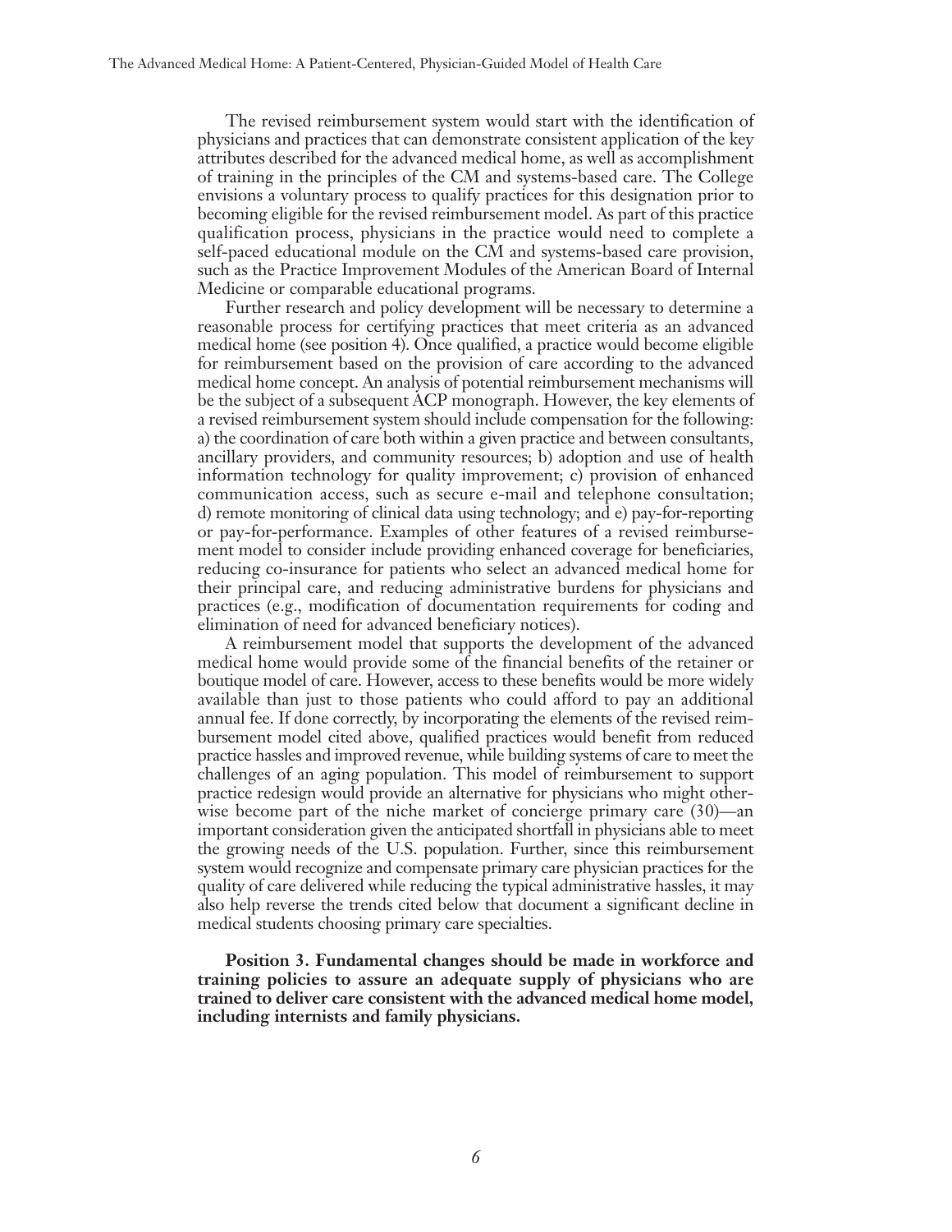The revised reimbursement system would start with the identification of physicians and practices that can demonstrate consistent application of the key attributes described for the advanced medical home, as well as accomplishment of training in the principles of the CM and systems-based care. The College envisions a voluntary process to qualify practices for this designation prior to becoming eligible for the revised reimbursement model. As part of this practice qualification process, physicians in the practice would need to complete a self-paced educational module on the CM and systems-based care provision, such as the Practice Improvement Modules of the American Board of Internal Medicine or comparable educational programs.

Further research and policy development will be necessary to determine a reasonable process for certifying practices that meet criteria as an advanced medical home (see position 4). Once qualified, a practice would become eligible for reimbursement based on the provision of care according to the advanced medical home concept. An analysis of potential reimbursement mechanisms will be the subject of a subsequent ACP monograph. However, the key elements of a revised reimbursement system should include compensation for the following: a) the coordination of care both within a given practice and between consultants, ancillary providers, and community resources; b) adoption and use of health information technology for quality improvement; c) provision of enhanced communication access, such as secure e-mail and telephone consultation; d) remote monitoring of clinical data using technology; and e) pay-for-reporting or pay-for-performance. Examples of other features of a revised reimbursement model to consider include providing enhanced coverage for beneficiaries, reducing co-insurance for patients who select an advanced medical home for their principal care, and reducing administrative burdens for physicians and practices (e.g., modification of documentation requirements for coding and elimination of need for advanced beneficiary notices).

A reimbursement model that supports the development of the advanced medical home would provide some of the financial benefits of the retainer or boutique model of care. However, access to these benefits would be more widely available than just to those patients who could afford to pay an additional annual fee. If done correctly, by incorporating the elements of the revised reimbursement model cited above, qualified practices would benefit from reduced practice hassles and improved revenue, while building systems of care to meet the challenges of an aging population. This model of reimbursement to support practice redesign would provide an alternative for physicians who might otherwise become part of the niche market of concierge primary care (30)—an important consideration given the anticipated shortfall in physicians able to meet the growing needs of the U.S. population. Further, since this reimbursement system would recognize and compensate primary care physician practices for the quality of care delivered while reducing the typical administrative hassles, it may also help reverse the trends cited below that document a significant decline in medical students choosing primary care specialties.

**Position 3. Fundamental changes should be made in workforce and training policies to assure an adequate supply of physicians who are trained to deliver care consistent with the advanced medical home model, including internists and family physicians.**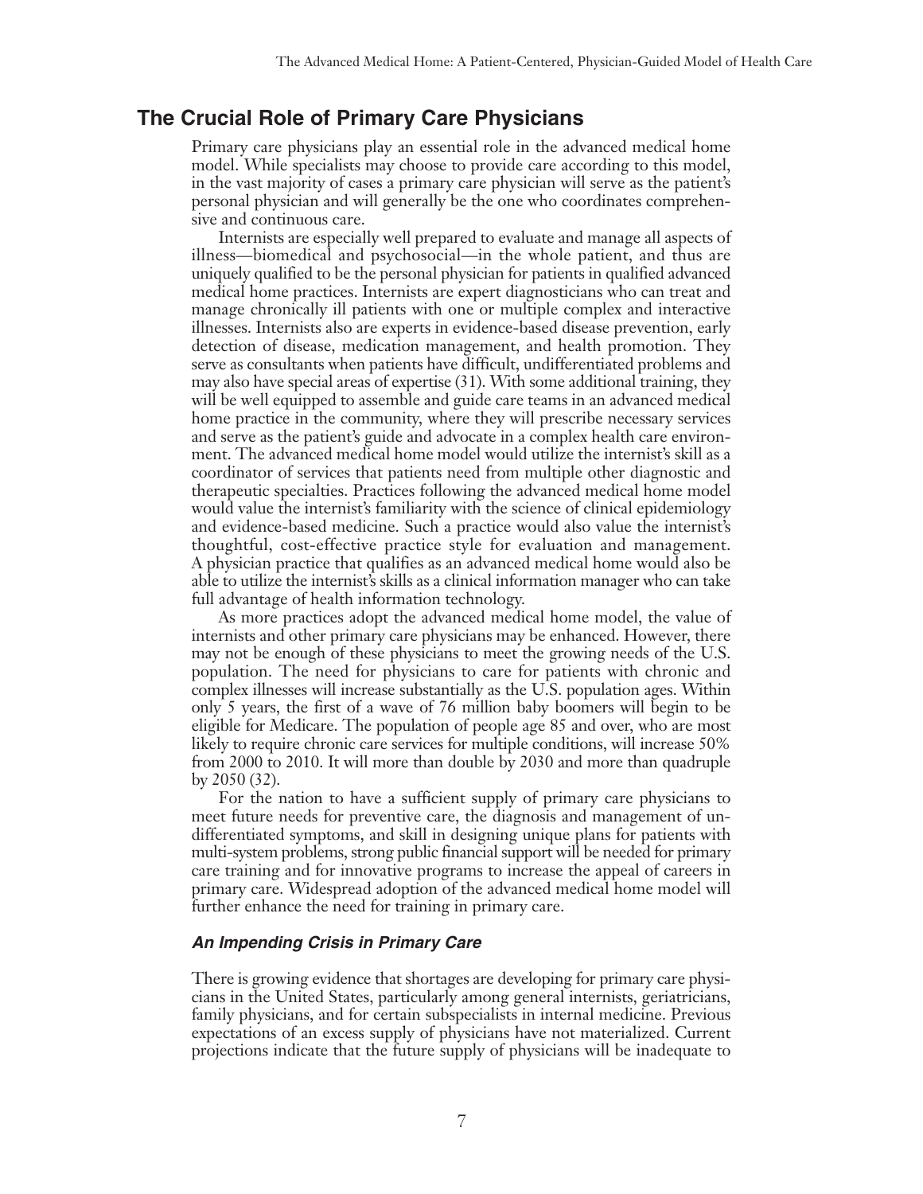## The Crucial Role of Primary Care Physicians

Primary care physicians play an essential role in the advanced medical home model. While specialists may choose to provide care according to this model, in the vast majority of cases a primary care physician will serve as the patient's personal physician and will generally be the one who coordinates comprehensive and continuous care.

Internists are especially well prepared to evaluate and manage all aspects of illness—biomedical and psychosocial—in the whole patient, and thus are uniquely qualified to be the personal physician for patients in qualified advanced medical home practices. Internists are expert diagnosticians who can treat and manage chronically ill patients with one or multiple complex and interactive illnesses. Internists also are experts in evidence-based disease prevention, early detection of disease, medication management, and health promotion. They serve as consultants when patients have difficult, undifferentiated problems and may also have special areas of expertise (31). With some additional training, they will be well equipped to assemble and guide care teams in an advanced medical home practice in the community, where they will prescribe necessary services and serve as the patient's guide and advocate in a complex health care environment. The advanced medical home model would utilize the internist's skill as a coordinator of services that patients need from multiple other diagnostic and therapeutic specialties. Practices following the advanced medical home model would value the internist's familiarity with the science of clinical epidemiology and evidence-based medicine. Such a practice would also value the internist's thoughtful, cost-effective practice style for evaluation and management. A physician practice that qualifies as an advanced medical home would also be able to utilize the internist's skills as a clinical information manager who can take full advantage of health information technology.

As more practices adopt the advanced medical home model, the value of internists and other primary care physicians may be enhanced. However, there may not be enough of these physicians to meet the growing needs of the U.S. population. The need for physicians to care for patients with chronic and complex illnesses will increase substantially as the U.S. population ages. Within only 5 years, the first of a wave of 76 million baby boomers will begin to be eligible for Medicare. The population of people age 85 and over, who are most likely to require chronic care services for multiple conditions, will increase 50% from 2000 to 2010. It will more than double by 2030 and more than quadruple by 2050 (32).

For the nation to have a sufficient supply of primary care physicians to meet future needs for preventive care, the diagnosis and management of undifferentiated symptoms, and skill in designing unique plans for patients with multi-system problems, strong public financial support will be needed for primary care training and for innovative programs to increase the appeal of careers in primary care. Widespread adoption of the advanced medical home model will further enhance the need for training in primary care.

### *An Impending Crisis in Primary Care*

There is growing evidence that shortages are developing for primary care physicians in the United States, particularly among general internists, geriatricians, family physicians, and for certain subspecialists in internal medicine. Previous expectations of an excess supply of physicians have not materialized. Current projections indicate that the future supply of physicians will be inadequate to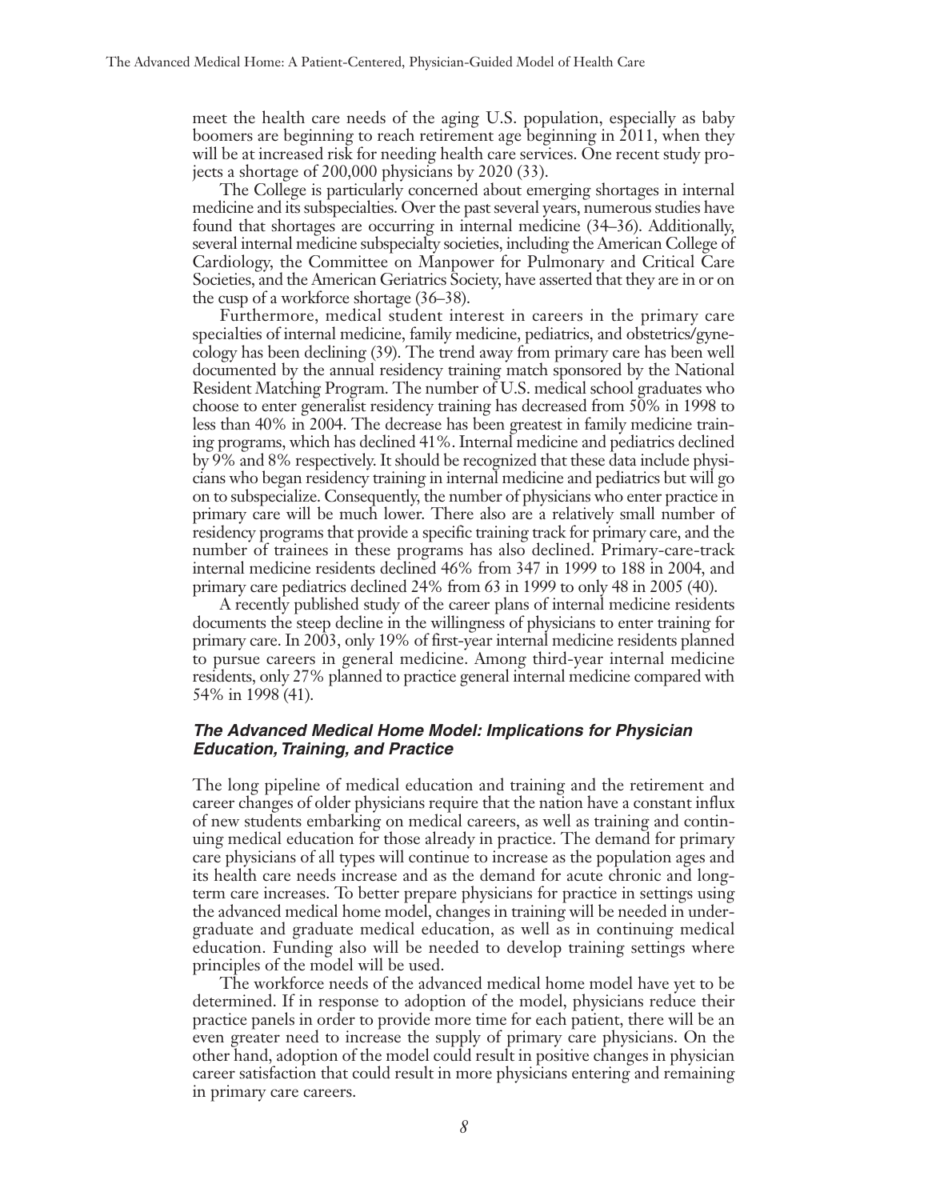meet the health care needs of the aging U.S. population, especially as baby boomers are beginning to reach retirement age beginning in 2011, when they will be at increased risk for needing health care services. One recent study projects a shortage of 200,000 physicians by 2020 (33).

The College is particularly concerned about emerging shortages in internal medicine and its subspecialties. Over the past several years, numerous studies have found that shortages are occurring in internal medicine (34–36). Additionally, several internal medicine subspecialty societies, including the American College of Cardiology, the Committee on Manpower for Pulmonary and Critical Care Societies, and the American Geriatrics Society, have asserted that they are in or on the cusp of a workforce shortage (36–38).

Furthermore, medical student interest in careers in the primary care specialties of internal medicine, family medicine, pediatrics, and obstetrics/gynecology has been declining (39). The trend away from primary care has been well documented by the annual residency training match sponsored by the National Resident Matching Program. The number of U.S. medical school graduates who choose to enter generalist residency training has decreased from 50% in 1998 to less than 40% in 2004. The decrease has been greatest in family medicine training programs, which has declined 41%. Internal medicine and pediatrics declined by 9% and 8% respectively. It should be recognized that these data include physicians who began residency training in internal medicine and pediatrics but will go on to subspecialize. Consequently, the number of physicians who enter practice in primary care will be much lower. There also are a relatively small number of residency programs that provide a specific training track for primary care, and the number of trainees in these programs has also declined. Primary-care-track internal medicine residents declined 46% from 347 in 1999 to 188 in 2004, and primary care pediatrics declined 24% from 63 in 1999 to only 48 in 2005 (40).

A recently published study of the career plans of internal medicine residents documents the steep decline in the willingness of physicians to enter training for primary care. In 2003, only 19% of first-year internal medicine residents planned to pursue careers in general medicine. Among third-year internal medicine residents, only 27% planned to practice general internal medicine compared with 54% in 1998 (41).

### *The Advanced Medical Home Model: Implications for Physician Education, Training, and Practice*

The long pipeline of medical education and training and the retirement and career changes of older physicians require that the nation have a constant influx of new students embarking on medical careers, as well as training and continuing medical education for those already in practice. The demand for primary care physicians of all types will continue to increase as the population ages and its health care needs increase and as the demand for acute chronic and long-term care increases. To better prepare physicians for practice in settings using the advanced medical home model, changes in training will be needed in undergraduate and graduate medical education, as well as in continuing medical education. Funding also will be needed to develop training settings where principles of the model will be used.

The workforce needs of the advanced medical home model have yet to be determined. If in response to adoption of the model, physicians reduce their practice panels in order to provide more time for each patient, there will be an even greater need to increase the supply of primary care physicians. On the other hand, adoption of the model could result in positive changes in physician career satisfaction that could result in more physicians entering and remaining in primary care careers.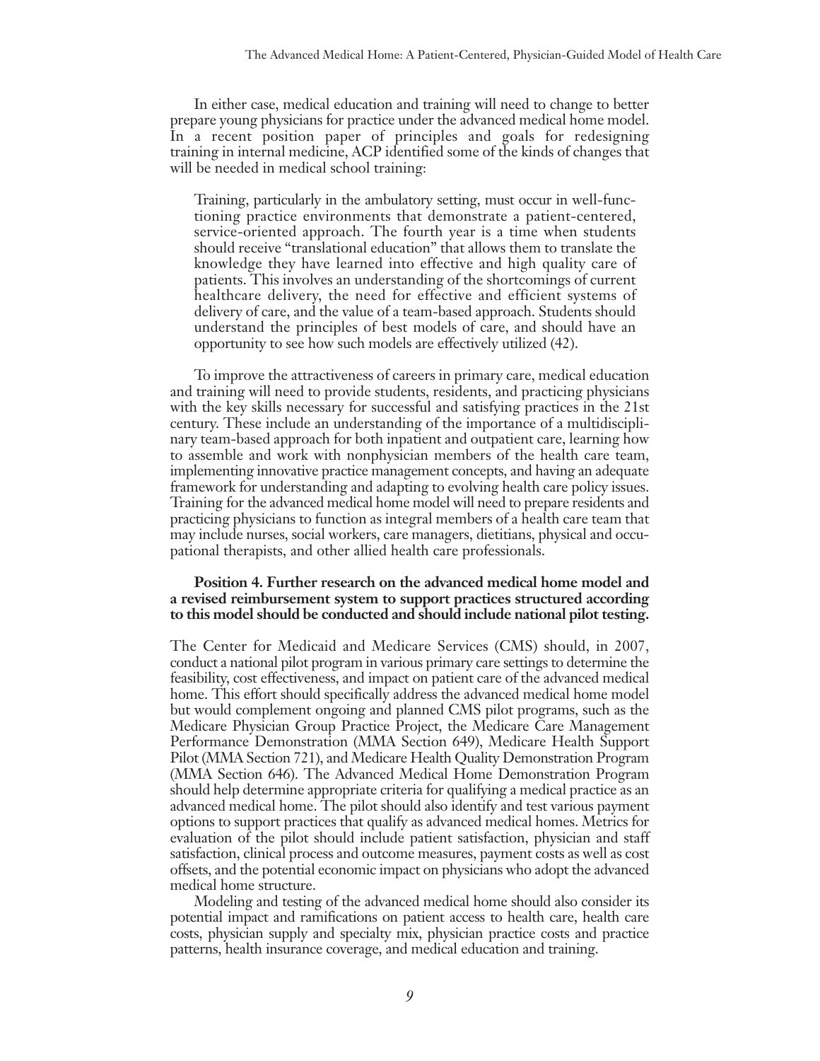In either case, medical education and training will need to change to better prepare young physicians for practice under the advanced medical home model. In a recent position paper of principles and goals for redesigning training in internal medicine, ACP identified some of the kinds of changes that will be needed in medical school training:

> Training, particularly in the ambulatory setting, must occur in well-functioning practice environments that demonstrate a patient-centered, service-oriented approach. The fourth year is a time when students should receive "translational education" that allows them to translate the knowledge they have learned into effective and high quality care of patients. This involves an understanding of the shortcomings of current healthcare delivery, the need for effective and efficient systems of delivery of care, and the value of a team-based approach. Students should understand the principles of best models of care, and should have an opportunity to see how such models are effectively utilized (42).

To improve the attractiveness of careers in primary care, medical education and training will need to provide students, residents, and practicing physicians with the key skills necessary for successful and satisfying practices in the 21st century. These include an understanding of the importance of a multidisciplinary team-based approach for both inpatient and outpatient care, learning how to assemble and work with nonphysician members of the health care team, implementing innovative practice management concepts, and having an adequate framework for understanding and adapting to evolving health care policy issues. Training for the advanced medical home model will need to prepare residents and practicing physicians to function as integral members of a health care team that may include nurses, social workers, care managers, dietitians, physical and occupational therapists, and other allied health care professionals.

**Position 4. Further research on the advanced medical home model and a revised reimbursement system to support practices structured according to this model should be conducted and should include national pilot testing.**

The Center for Medicaid and Medicare Services (CMS) should, in 2007, conduct a national pilot program in various primary care settings to determine the feasibility, cost effectiveness, and impact on patient care of the advanced medical home. This effort should specifically address the advanced medical home model but would complement ongoing and planned CMS pilot programs, such as the Medicare Physician Group Practice Project, the Medicare Care Management Performance Demonstration (MMA Section 649), Medicare Health Support Pilot (MMA Section 721), and Medicare Health Quality Demonstration Program (MMA Section 646). The Advanced Medical Home Demonstration Program should help determine appropriate criteria for qualifying a medical practice as an advanced medical home. The pilot should also identify and test various payment options to support practices that qualify as advanced medical homes. Metrics for evaluation of the pilot should include patient satisfaction, physician and staff satisfaction, clinical process and outcome measures, payment costs as well as cost offsets, and the potential economic impact on physicians who adopt the advanced medical home structure.

Modeling and testing of the advanced medical home should also consider its potential impact and ramifications on patient access to health care, health care costs, physician supply and specialty mix, physician practice costs and practice patterns, health insurance coverage, and medical education and training.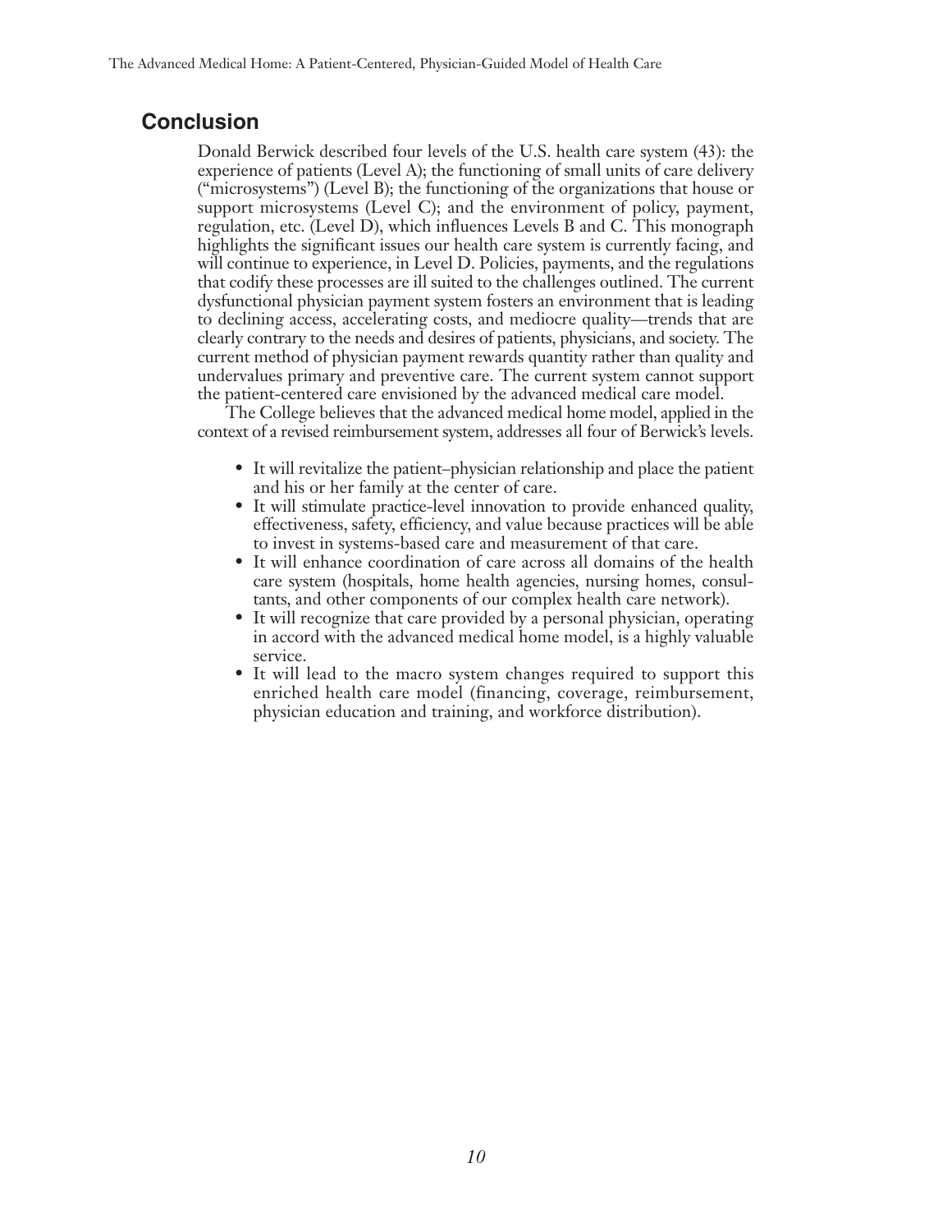## Conclusion

Donald Berwick described four levels of the U.S. health care system (43): the experience of patients (Level A); the functioning of small units of care delivery ("microsystems") (Level B); the functioning of the organizations that house or support microsystems (Level C); and the environment of policy, payment, regulation, etc. (Level D), which influences Levels B and C. This monograph highlights the significant issues our health care system is currently facing, and will continue to experience, in Level D. Policies, payments, and the regulations that codify these processes are ill suited to the challenges outlined. The current dysfunctional physician payment system fosters an environment that is leading to declining access, accelerating costs, and mediocre quality—trends that are clearly contrary to the needs and desires of patients, physicians, and society. The current method of physician payment rewards quantity rather than quality and undervalues primary and preventive care. The current system cannot support the patient-centered care envisioned by the advanced medical care model.

The College believes that the advanced medical home model, applied in the context of a revised reimbursement system, addresses all four of Berwick's levels.

- It will revitalize the patient–physician relationship and place the patient and his or her family at the center of care.
- It will stimulate practice-level innovation to provide enhanced quality, effectiveness, safety, efficiency, and value because practices will be able to invest in systems-based care and measurement of that care.
- It will enhance coordination of care across all domains of the health care system (hospitals, home health agencies, nursing homes, consultants, and other components of our complex health care network).
- It will recognize that care provided by a personal physician, operating in accord with the advanced medical home model, is a highly valuable service.
- It will lead to the macro system changes required to support this enriched health care model (financing, coverage, reimbursement, physician education and training, and workforce distribution).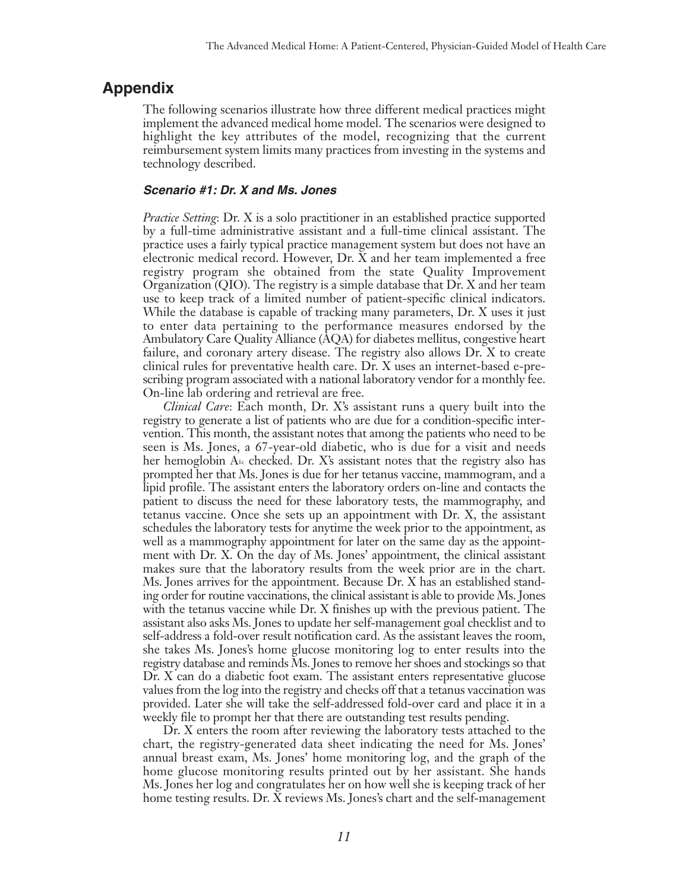## Appendix

The following scenarios illustrate how three different medical practices might implement the advanced medical home model. The scenarios were designed to highlight the key attributes of the model, recognizing that the current reimbursement system limits many practices from investing in the systems and technology described.

### *Scenario #1: Dr. X and Ms. Jones*

*Practice Setting*: Dr. X is a solo practitioner in an established practice supported by a full-time administrative assistant and a full-time clinical assistant. The practice uses a fairly typical practice management system but does not have an electronic medical record. However, Dr. X and her team implemented a free registry program she obtained from the state Quality Improvement Organization (QIO). The registry is a simple database that Dr. X and her team use to keep track of a limited number of patient-specific clinical indicators. While the database is capable of tracking many parameters, Dr. X uses it just to enter data pertaining to the performance measures endorsed by the Ambulatory Care Quality Alliance (AQA) for diabetes mellitus, congestive heart failure, and coronary artery disease. The registry also allows Dr. X to create clinical rules for preventative health care. Dr. X uses an internet-based e-prescribing program associated with a national laboratory vendor for a monthly fee. On-line lab ordering and retrieval are free.

*Clinical Care*: Each month, Dr. X's assistant runs a query built into the registry to generate a list of patients who are due for a condition-specific intervention. This month, the assistant notes that among the patients who need to be seen is Ms. Jones, a 67-year-old diabetic, who is due for a visit and needs her hemoglobin $A_{1c}$ checked. Dr. X's assistant notes that the registry also has prompted her that Ms. Jones is due for her tetanus vaccine, mammogram, and a lipid profile. The assistant enters the laboratory orders on-line and contacts the patient to discuss the need for these laboratory tests, the mammography, and tetanus vaccine. Once she sets up an appointment with Dr. X, the assistant schedules the laboratory tests for anytime the week prior to the appointment, as well as a mammography appointment for later on the same day as the appointment with Dr. X. On the day of Ms. Jones' appointment, the clinical assistant makes sure that the laboratory results from the week prior are in the chart. Ms. Jones arrives for the appointment. Because Dr. X has an established standing order for routine vaccinations, the clinical assistant is able to provide Ms. Jones with the tetanus vaccine while Dr. X finishes up with the previous patient. The assistant also asks Ms. Jones to update her self-management goal checklist and to self-address a fold-over result notification card. As the assistant leaves the room, she takes Ms. Jones's home glucose monitoring log to enter results into the registry database and reminds Ms. Jones to remove her shoes and stockings so that Dr. X can do a diabetic foot exam. The assistant enters representative glucose values from the log into the registry and checks off that a tetanus vaccination was provided. Later she will take the self-addressed fold-over card and place it in a weekly file to prompt her that there are outstanding test results pending.

Dr. X enters the room after reviewing the laboratory tests attached to the chart, the registry-generated data sheet indicating the need for Ms. Jones' annual breast exam, Ms. Jones' home monitoring log, and the graph of the home glucose monitoring results printed out by her assistant. She hands Ms. Jones her log and congratulates her on how well she is keeping track of her home testing results. Dr. X reviews Ms. Jones's chart and the self-management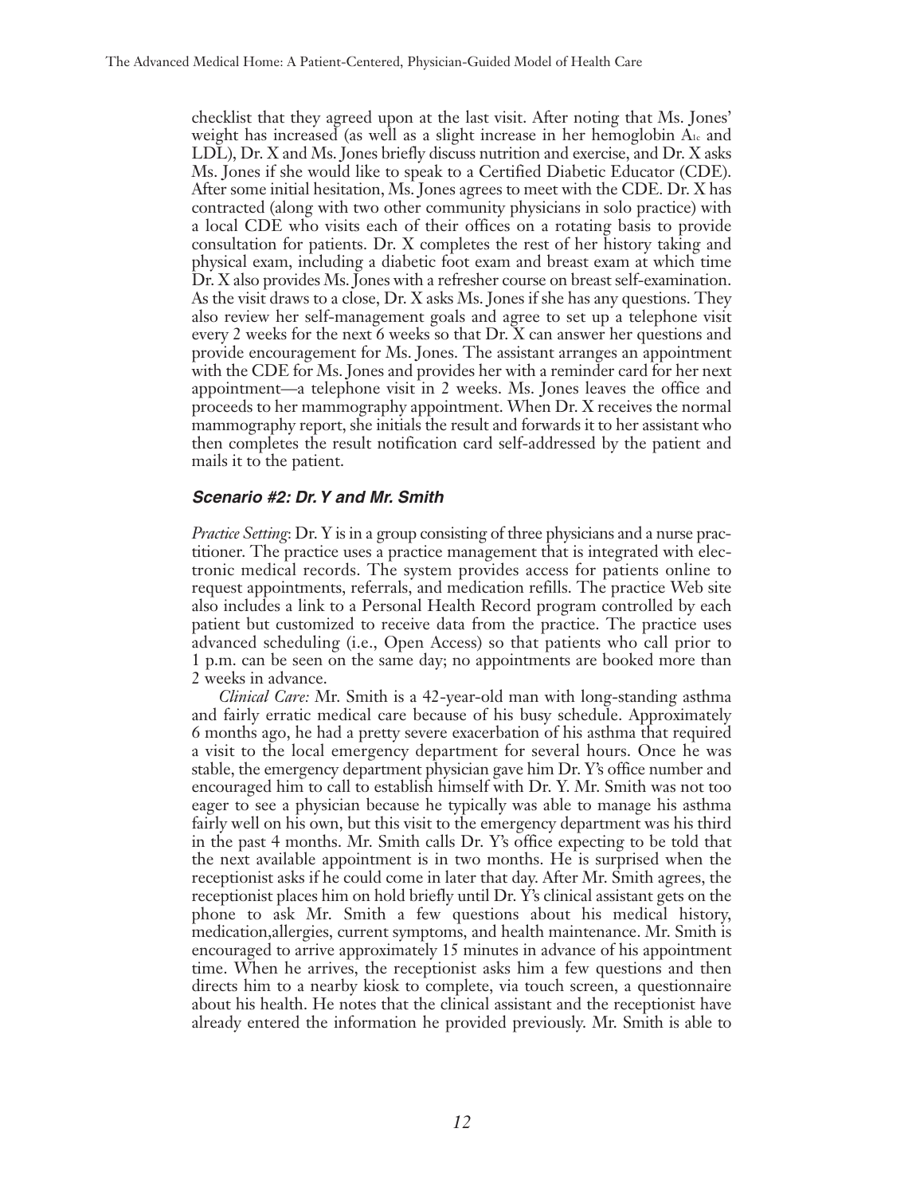checklist that they agreed upon at the last visit. After noting that Ms. Jones' weight has increased (as well as a slight increase in her hemoglobin $A_{1c}$ and LDL), Dr. X and Ms. Jones briefly discuss nutrition and exercise, and Dr. X asks Ms. Jones if she would like to speak to a Certified Diabetic Educator (CDE). After some initial hesitation, Ms. Jones agrees to meet with the CDE. Dr. X has contracted (along with two other community physicians in solo practice) with a local CDE who visits each of their offices on a rotating basis to provide consultation for patients. Dr. X completes the rest of her history taking and physical exam, including a diabetic foot exam and breast exam at which time Dr. X also provides Ms. Jones with a refresher course on breast self-examination. As the visit draws to a close, Dr. X asks Ms. Jones if she has any questions. They also review her self-management goals and agree to set up a telephone visit every 2 weeks for the next 6 weeks so that Dr. X can answer her questions and provide encouragement for Ms. Jones. The assistant arranges an appointment with the CDE for Ms. Jones and provides her with a reminder card for her next appointment—a telephone visit in 2 weeks. Ms. Jones leaves the office and proceeds to her mammography appointment. When Dr. X receives the normal mammography report, she initials the result and forwards it to her assistant who then completes the result notification card self-addressed by the patient and mails it to the patient.

### *Scenario #2: Dr. Y and Mr. Smith*

*Practice Setting*: Dr. Y is in a group consisting of three physicians and a nurse practitioner. The practice uses a practice management that is integrated with electronic medical records. The system provides access for patients online to request appointments, referrals, and medication refills. The practice Web site also includes a link to a Personal Health Record program controlled by each patient but customized to receive data from the practice. The practice uses advanced scheduling (i.e., Open Access) so that patients who call prior to 1 p.m. can be seen on the same day; no appointments are booked more than 2 weeks in advance.

*Clinical Care:* Mr. Smith is a 42-year-old man with long-standing asthma and fairly erratic medical care because of his busy schedule. Approximately 6 months ago, he had a pretty severe exacerbation of his asthma that required a visit to the local emergency department for several hours. Once he was stable, the emergency department physician gave him Dr. Y's office number and encouraged him to call to establish himself with Dr. Y. Mr. Smith was not too eager to see a physician because he typically was able to manage his asthma fairly well on his own, but this visit to the emergency department was his third in the past 4 months. Mr. Smith calls Dr. Y's office expecting to be told that the next available appointment is in two months. He is surprised when the receptionist asks if he could come in later that day. After Mr. Smith agrees, the receptionist places him on hold briefly until Dr. Y's clinical assistant gets on the phone to ask Mr. Smith a few questions about his medical history, medication,allergies, current symptoms, and health maintenance. Mr. Smith is encouraged to arrive approximately 15 minutes in advance of his appointment time. When he arrives, the receptionist asks him a few questions and then directs him to a nearby kiosk to complete, via touch screen, a questionnaire about his health. He notes that the clinical assistant and the receptionist have already entered the information he provided previously. Mr. Smith is able to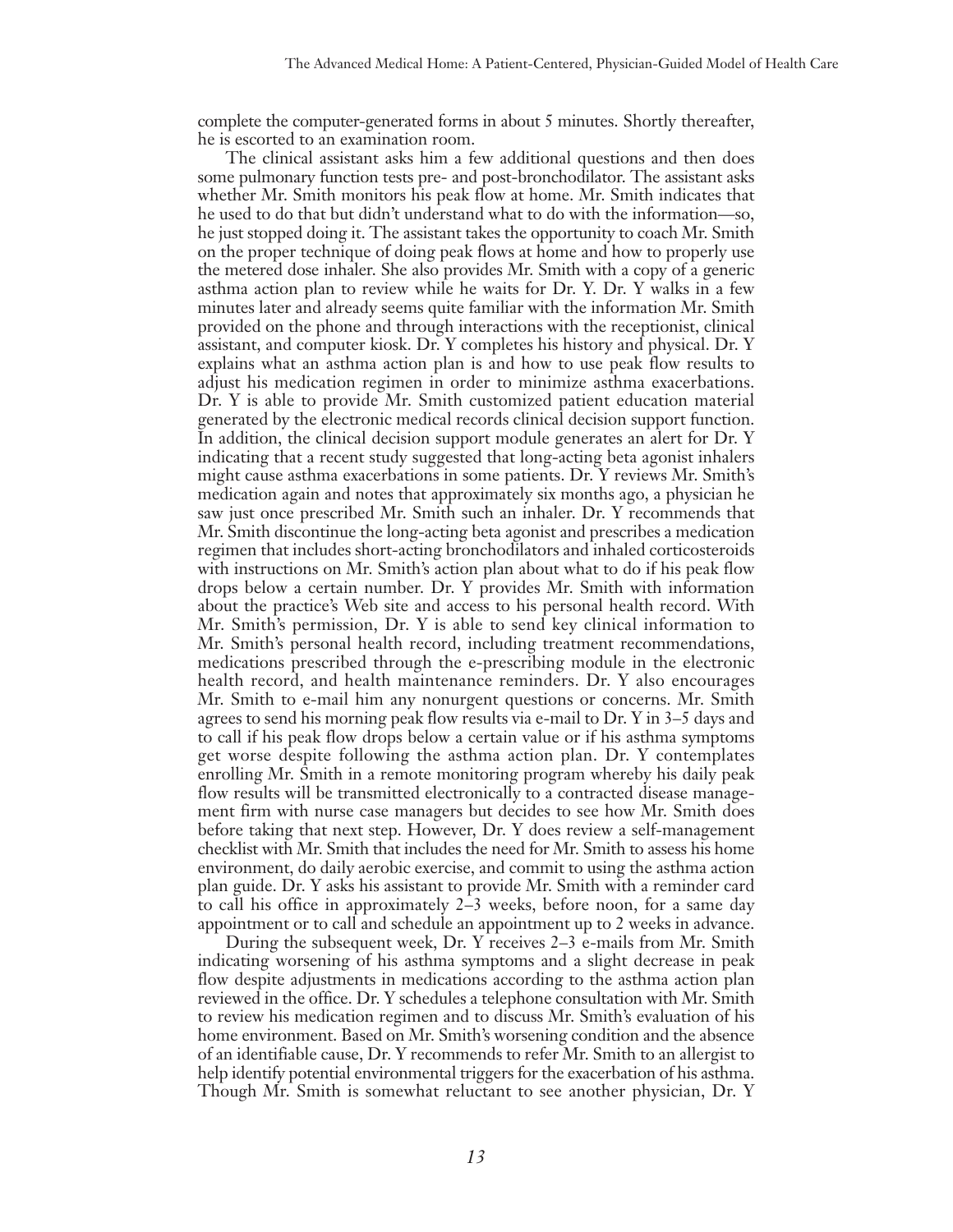complete the computer-generated forms in about 5 minutes. Shortly thereafter, he is escorted to an examination room.

The clinical assistant asks him a few additional questions and then does some pulmonary function tests pre- and post-bronchodilator. The assistant asks whether Mr. Smith monitors his peak flow at home. Mr. Smith indicates that he used to do that but didn't understand what to do with the information—so, he just stopped doing it. The assistant takes the opportunity to coach Mr. Smith on the proper technique of doing peak flows at home and how to properly use the metered dose inhaler. She also provides Mr. Smith with a copy of a generic asthma action plan to review while he waits for Dr. Y. Dr. Y walks in a few minutes later and already seems quite familiar with the information Mr. Smith provided on the phone and through interactions with the receptionist, clinical assistant, and computer kiosk. Dr. Y completes his history and physical. Dr. Y explains what an asthma action plan is and how to use peak flow results to adjust his medication regimen in order to minimize asthma exacerbations. Dr. Y is able to provide Mr. Smith customized patient education material generated by the electronic medical records clinical decision support function. In addition, the clinical decision support module generates an alert for Dr. Y indicating that a recent study suggested that long-acting beta agonist inhalers might cause asthma exacerbations in some patients. Dr. Y reviews Mr. Smith's medication again and notes that approximately six months ago, a physician he saw just once prescribed Mr. Smith such an inhaler. Dr. Y recommends that Mr. Smith discontinue the long-acting beta agonist and prescribes a medication regimen that includes short-acting bronchodilators and inhaled corticosteroids with instructions on Mr. Smith's action plan about what to do if his peak flow drops below a certain number. Dr. Y provides Mr. Smith with information about the practice's Web site and access to his personal health record. With Mr. Smith's permission, Dr. Y is able to send key clinical information to Mr. Smith's personal health record, including treatment recommendations, medications prescribed through the e-prescribing module in the electronic health record, and health maintenance reminders. Dr. Y also encourages Mr. Smith to e-mail him any nonurgent questions or concerns. Mr. Smith agrees to send his morning peak flow results via e-mail to Dr. Y in 3–5 days and to call if his peak flow drops below a certain value or if his asthma symptoms get worse despite following the asthma action plan. Dr. Y contemplates enrolling Mr. Smith in a remote monitoring program whereby his daily peak flow results will be transmitted electronically to a contracted disease management firm with nurse case managers but decides to see how Mr. Smith does before taking that next step. However, Dr. Y does review a self-management checklist with Mr. Smith that includes the need for Mr. Smith to assess his home environment, do daily aerobic exercise, and commit to using the asthma action plan guide. Dr. Y asks his assistant to provide Mr. Smith with a reminder card to call his office in approximately 2–3 weeks, before noon, for a same day appointment or to call and schedule an appointment up to 2 weeks in advance.

During the subsequent week, Dr. Y receives 2–3 e-mails from Mr. Smith indicating worsening of his asthma symptoms and a slight decrease in peak flow despite adjustments in medications according to the asthma action plan reviewed in the office. Dr. Y schedules a telephone consultation with Mr. Smith to review his medication regimen and to discuss Mr. Smith's evaluation of his home environment. Based on Mr. Smith's worsening condition and the absence of an identifiable cause, Dr. Y recommends to refer Mr. Smith to an allergist to help identify potential environmental triggers for the exacerbation of his asthma. Though Mr. Smith is somewhat reluctant to see another physician, Dr. Y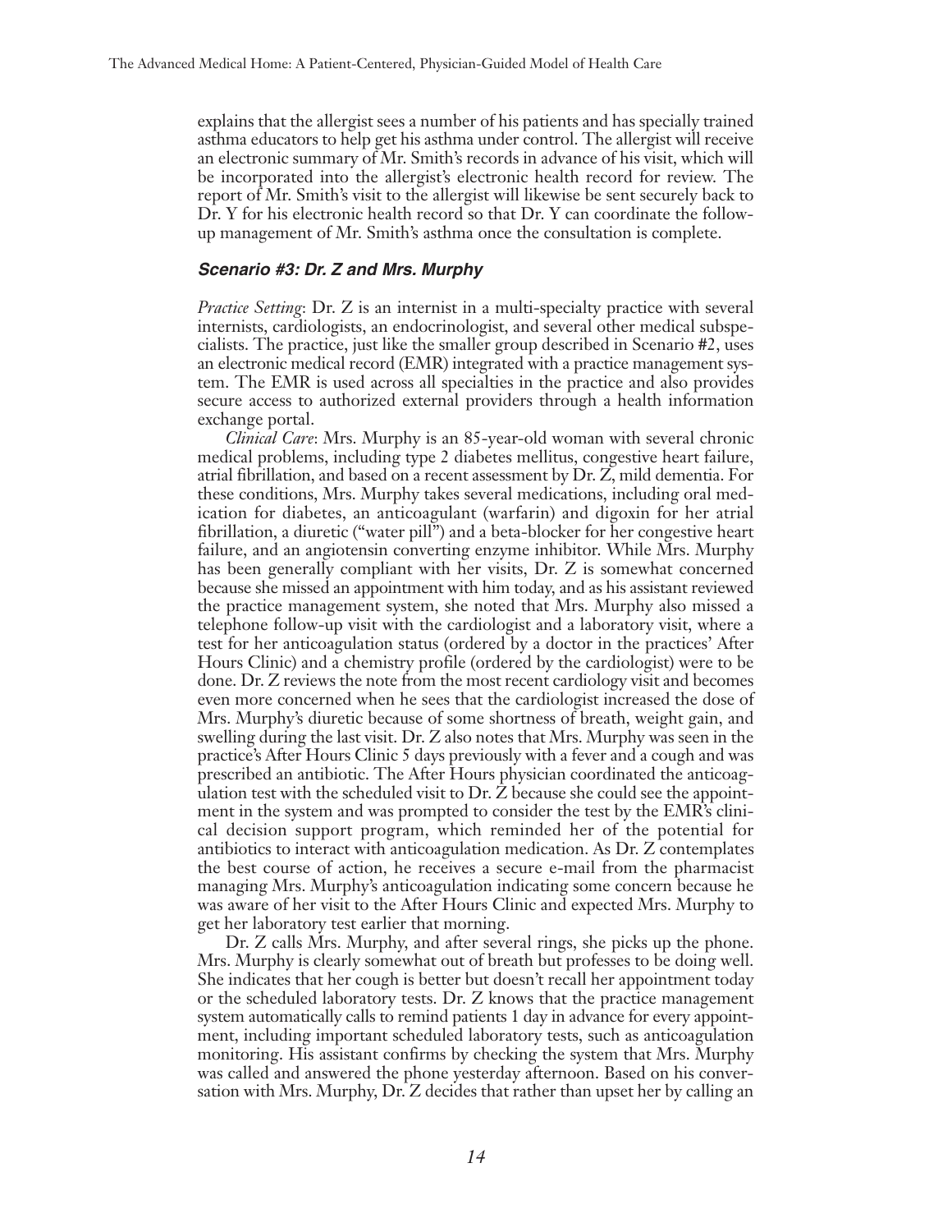explains that the allergist sees a number of his patients and has specially trained asthma educators to help get his asthma under control. The allergist will receive an electronic summary of Mr. Smith's records in advance of his visit, which will be incorporated into the allergist's electronic health record for review. The report of Mr. Smith's visit to the allergist will likewise be sent securely back to Dr. Y for his electronic health record so that Dr. Y can coordinate the follow-up management of Mr. Smith's asthma once the consultation is complete.

### *Scenario #3: Dr. Z and Mrs. Murphy*

*Practice Setting*: Dr. Z is an internist in a multi-specialty practice with several internists, cardiologists, an endocrinologist, and several other medical subspecialists. The practice, just like the smaller group described in Scenario #2, uses an electronic medical record (EMR) integrated with a practice management system. The EMR is used across all specialties in the practice and also provides secure access to authorized external providers through a health information exchange portal.

*Clinical Care*: Mrs. Murphy is an 85-year-old woman with several chronic medical problems, including type 2 diabetes mellitus, congestive heart failure, atrial fibrillation, and based on a recent assessment by Dr. Z, mild dementia. For these conditions, Mrs. Murphy takes several medications, including oral medication for diabetes, an anticoagulant (warfarin) and digoxin for her atrial fibrillation, a diuretic ("water pill") and a beta-blocker for her congestive heart failure, and an angiotensin converting enzyme inhibitor. While Mrs. Murphy has been generally compliant with her visits, Dr. Z is somewhat concerned because she missed an appointment with him today, and as his assistant reviewed the practice management system, she noted that Mrs. Murphy also missed a telephone follow-up visit with the cardiologist and a laboratory visit, where a test for her anticoagulation status (ordered by a doctor in the practices' After Hours Clinic) and a chemistry profile (ordered by the cardiologist) were to be done. Dr. Z reviews the note from the most recent cardiology visit and becomes even more concerned when he sees that the cardiologist increased the dose of Mrs. Murphy's diuretic because of some shortness of breath, weight gain, and swelling during the last visit. Dr. Z also notes that Mrs. Murphy was seen in the practice's After Hours Clinic 5 days previously with a fever and a cough and was prescribed an antibiotic. The After Hours physician coordinated the anticoagulation test with the scheduled visit to Dr. Z because she could see the appointment in the system and was prompted to consider the test by the EMR's clinical decision support program, which reminded her of the potential for antibiotics to interact with anticoagulation medication. As Dr. Z contemplates the best course of action, he receives a secure e-mail from the pharmacist managing Mrs. Murphy's anticoagulation indicating some concern because he was aware of her visit to the After Hours Clinic and expected Mrs. Murphy to get her laboratory test earlier that morning.

Dr. Z calls Mrs. Murphy, and after several rings, she picks up the phone. Mrs. Murphy is clearly somewhat out of breath but professes to be doing well. She indicates that her cough is better but doesn't recall her appointment today or the scheduled laboratory tests. Dr. Z knows that the practice management system automatically calls to remind patients 1 day in advance for every appointment, including important scheduled laboratory tests, such as anticoagulation monitoring. His assistant confirms by checking the system that Mrs. Murphy was called and answered the phone yesterday afternoon. Based on his conversation with Mrs. Murphy, Dr. Z decides that rather than upset her by calling an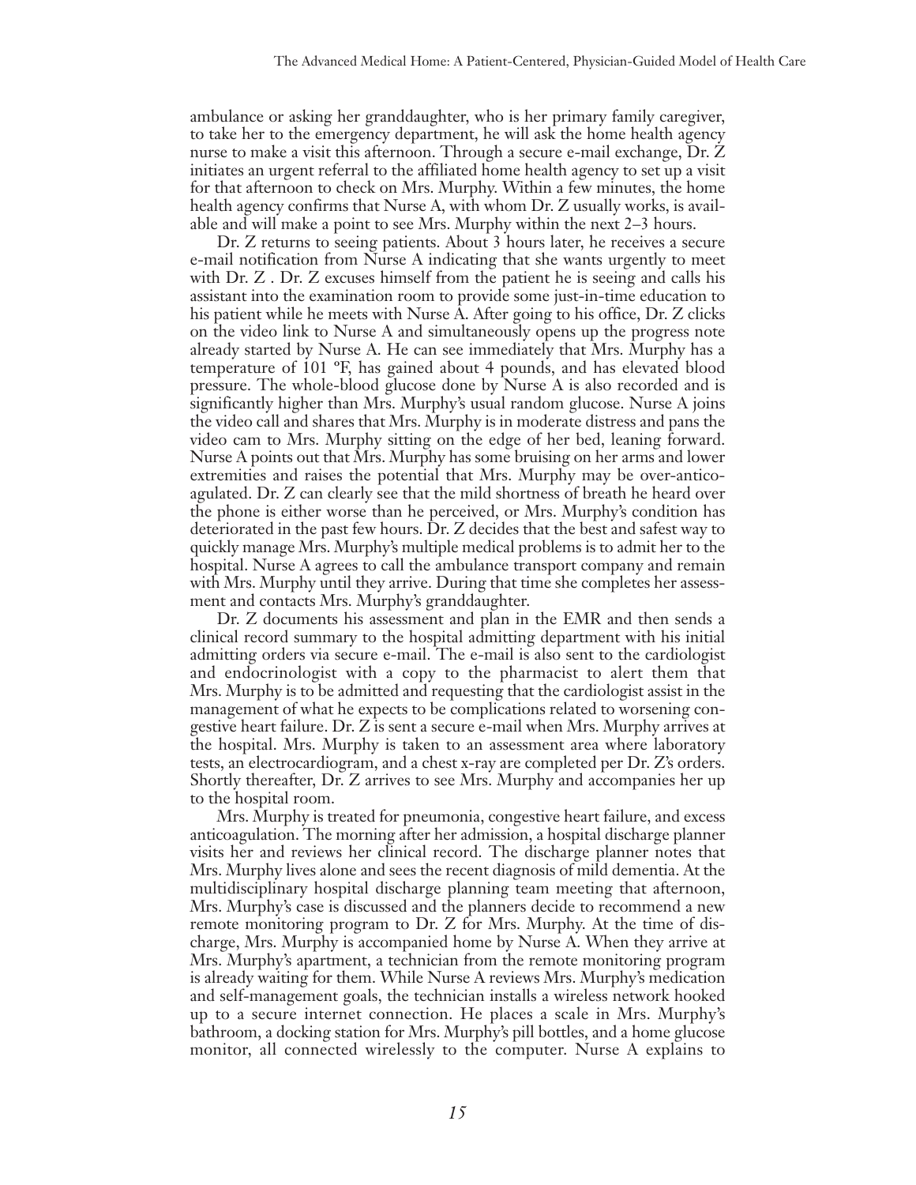ambulance or asking her granddaughter, who is her primary family caregiver, to take her to the emergency department, he will ask the home health agency nurse to make a visit this afternoon. Through a secure e-mail exchange, Dr. Z initiates an urgent referral to the affiliated home health agency to set up a visit for that afternoon to check on Mrs. Murphy. Within a few minutes, the home health agency confirms that Nurse A, with whom Dr. Z usually works, is available and will make a point to see Mrs. Murphy within the next 2–3 hours.

Dr. Z returns to seeing patients. About 3 hours later, he receives a secure e-mail notification from Nurse A indicating that she wants urgently to meet with Dr. Z . Dr. Z excuses himself from the patient he is seeing and calls his assistant into the examination room to provide some just-in-time education to his patient while he meets with Nurse A. After going to his office, Dr. Z clicks on the video link to Nurse A and simultaneously opens up the progress note already started by Nurse A. He can see immediately that Mrs. Murphy has a temperature of 101 ºF, has gained about 4 pounds, and has elevated blood pressure. The whole-blood glucose done by Nurse A is also recorded and is significantly higher than Mrs. Murphy's usual random glucose. Nurse A joins the video call and shares that Mrs. Murphy is in moderate distress and pans the video cam to Mrs. Murphy sitting on the edge of her bed, leaning forward. Nurse A points out that Mrs. Murphy has some bruising on her arms and lower extremities and raises the potential that Mrs. Murphy may be over-anticoagulated. Dr. Z can clearly see that the mild shortness of breath he heard over the phone is either worse than he perceived, or Mrs. Murphy's condition has deteriorated in the past few hours. Dr. Z decides that the best and safest way to quickly manage Mrs. Murphy's multiple medical problems is to admit her to the hospital. Nurse A agrees to call the ambulance transport company and remain with Mrs. Murphy until they arrive. During that time she completes her assessment and contacts Mrs. Murphy's granddaughter.

Dr. Z documents his assessment and plan in the EMR and then sends a clinical record summary to the hospital admitting department with his initial admitting orders via secure e-mail. The e-mail is also sent to the cardiologist and endocrinologist with a copy to the pharmacist to alert them that Mrs. Murphy is to be admitted and requesting that the cardiologist assist in the management of what he expects to be complications related to worsening congestive heart failure. Dr. Z is sent a secure e-mail when Mrs. Murphy arrives at the hospital. Mrs. Murphy is taken to an assessment area where laboratory tests, an electrocardiogram, and a chest x-ray are completed per Dr. Z's orders. Shortly thereafter, Dr. Z arrives to see Mrs. Murphy and accompanies her up to the hospital room.

Mrs. Murphy is treated for pneumonia, congestive heart failure, and excess anticoagulation. The morning after her admission, a hospital discharge planner visits her and reviews her clinical record. The discharge planner notes that Mrs. Murphy lives alone and sees the recent diagnosis of mild dementia. At the multidisciplinary hospital discharge planning team meeting that afternoon, Mrs. Murphy's case is discussed and the planners decide to recommend a new remote monitoring program to Dr. Z for Mrs. Murphy. At the time of discharge, Mrs. Murphy is accompanied home by Nurse A. When they arrive at Mrs. Murphy's apartment, a technician from the remote monitoring program is already waiting for them. While Nurse A reviews Mrs. Murphy's medication and self-management goals, the technician installs a wireless network hooked up to a secure internet connection. He places a scale in Mrs. Murphy's bathroom, a docking station for Mrs. Murphy's pill bottles, and a home glucose monitor, all connected wirelessly to the computer. Nurse A explains to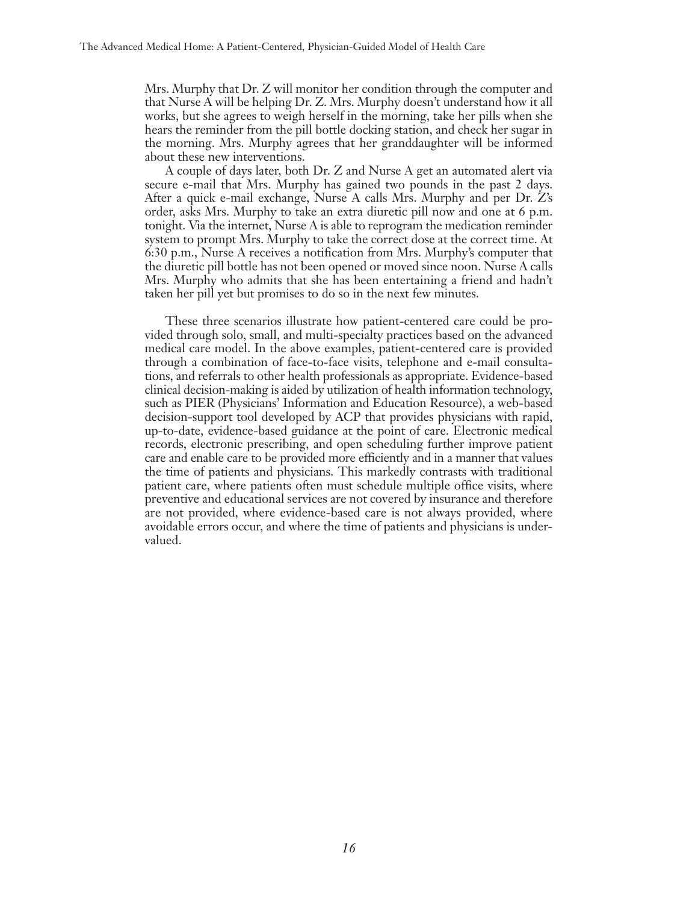Mrs. Murphy that Dr. Z will monitor her condition through the computer and that Nurse A will be helping Dr. Z. Mrs. Murphy doesn't understand how it all works, but she agrees to weigh herself in the morning, take her pills when she hears the reminder from the pill bottle docking station, and check her sugar in the morning. Mrs. Murphy agrees that her granddaughter will be informed about these new interventions.

A couple of days later, both Dr. Z and Nurse A get an automated alert via secure e-mail that Mrs. Murphy has gained two pounds in the past 2 days. After a quick e-mail exchange, Nurse A calls Mrs. Murphy and per Dr. Z's order, asks Mrs. Murphy to take an extra diuretic pill now and one at 6 p.m. tonight. Via the internet, Nurse A is able to reprogram the medication reminder system to prompt Mrs. Murphy to take the correct dose at the correct time. At 6:30 p.m., Nurse A receives a notification from Mrs. Murphy's computer that the diuretic pill bottle has not been opened or moved since noon. Nurse A calls Mrs. Murphy who admits that she has been entertaining a friend and hadn't taken her pill yet but promises to do so in the next few minutes.

These three scenarios illustrate how patient-centered care could be provided through solo, small, and multi-specialty practices based on the advanced medical care model. In the above examples, patient-centered care is provided through a combination of face-to-face visits, telephone and e-mail consultations, and referrals to other health professionals as appropriate. Evidence-based clinical decision-making is aided by utilization of health information technology, such as PIER (Physicians' Information and Education Resource), a web-based decision-support tool developed by ACP that provides physicians with rapid, up-to-date, evidence-based guidance at the point of care. Electronic medical records, electronic prescribing, and open scheduling further improve patient care and enable care to be provided more efficiently and in a manner that values the time of patients and physicians. This markedly contrasts with traditional patient care, where patients often must schedule multiple office visits, where preventive and educational services are not covered by insurance and therefore are not provided, where evidence-based care is not always provided, where avoidable errors occur, and where the time of patients and physicians is undervalued.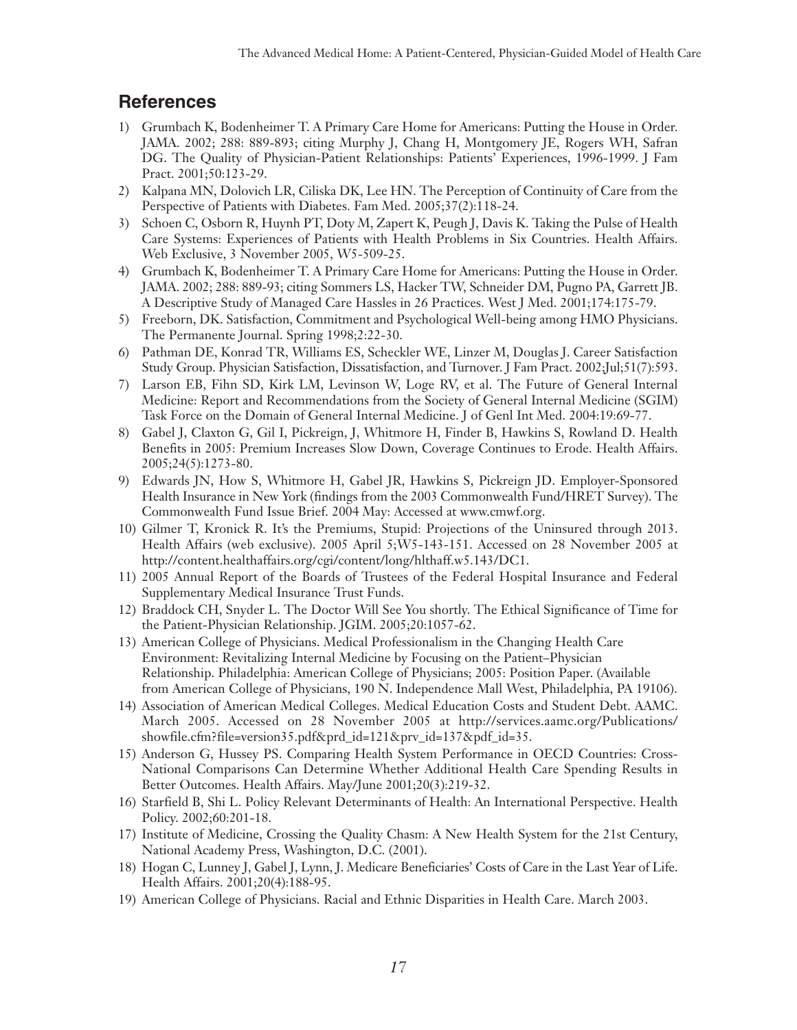## References

1) Grumbach K, Bodenheimer T. A Primary Care Home for Americans: Putting the House in Order. JAMA. 2002; 288: 889-893; citing Murphy J, Chang H, Montgomery JE, Rogers WH, Safran DG. The Quality of Physician-Patient Relationships: Patients' Experiences, 1996-1999. J Fam Pract. 2001;50:123-29.
2) Kalpana MN, Dolovich LR, Ciliska DK, Lee HN. The Perception of Continuity of Care from the Perspective of Patients with Diabetes. Fam Med. 2005;37(2):118-24.
3) Schoen C, Osborn R, Huynh PT, Doty M, Zapert K, Peugh J, Davis K. Taking the Pulse of Health Care Systems: Experiences of Patients with Health Problems in Six Countries. Health Affairs. Web Exclusive, 3 November 2005, W5-509-25.
4) Grumbach K, Bodenheimer T. A Primary Care Home for Americans: Putting the House in Order. JAMA. 2002; 288: 889-93; citing Sommers LS, Hacker TW, Schneider DM, Pugno PA, Garrett JB. A Descriptive Study of Managed Care Hassles in 26 Practices. West J Med. 2001;174:175-79.
5) Freeborn, DK. Satisfaction, Commitment and Psychological Well-being among HMO Physicians. The Permanente Journal. Spring 1998;2:22-30.
6) Pathman DE, Konrad TR, Williams ES, Scheckler WE, Linzer M, Douglas J. Career Satisfaction Study Group. Physician Satisfaction, Dissatisfaction, and Turnover. J Fam Pract. 2002;Jul;51(7):593.
7) Larson EB, Fihn SD, Kirk LM, Levinson W, Loge RV, et al. The Future of General Internal Medicine: Report and Recommendations from the Society of General Internal Medicine (SGIM) Task Force on the Domain of General Internal Medicine. J of Genl Int Med. 2004:19:69-77.
8) Gabel J, Claxton G, Gil I, Pickreign, J, Whitmore H, Finder B, Hawkins S, Rowland D. Health Benefits in 2005: Premium Increases Slow Down, Coverage Continues to Erode. Health Affairs. 2005;24(5):1273-80.
9) Edwards JN, How S, Whitmore H, Gabel JR, Hawkins S, Pickreign JD. Employer-Sponsored Health Insurance in New York (findings from the 2003 Commonwealth Fund/HRET Survey). The Commonwealth Fund Issue Brief. 2004 May: Accessed at www.cmwf.org.
10) Gilmer T, Kronick R. It's the Premiums, Stupid: Projections of the Uninsured through 2013. Health Affairs (web exclusive). 2005 April 5;W5-143-151. Accessed on 28 November 2005 at http://content.healthaffairs.org/cgi/content/long/hlthaff.w5.143/DC1.
11) 2005 Annual Report of the Boards of Trustees of the Federal Hospital Insurance and Federal Supplementary Medical Insurance Trust Funds.
12) Braddock CH, Snyder L. The Doctor Will See You shortly. The Ethical Significance of Time for the Patient-Physician Relationship. JGIM. 2005;20:1057-62.
13) American College of Physicians. Medical Professionalism in the Changing Health Care Environment: Revitalizing Internal Medicine by Focusing on the Patient–Physician Relationship. Philadelphia: American College of Physicians; 2005: Position Paper. (Available from American College of Physicians, 190 N. Independence Mall West, Philadelphia, PA 19106).
14) Association of American Medical Colleges. Medical Education Costs and Student Debt. AAMC. March 2005. Accessed on 28 November 2005 at http://services.aamc.org/Publications/showfile.cfm?file=version35.pdf&prd_id=121&prv_id=137&pdf_id=35.
15) Anderson G, Hussey PS. Comparing Health System Performance in OECD Countries: Cross-National Comparisons Can Determine Whether Additional Health Care Spending Results in Better Outcomes. Health Affairs. May/June 2001;20(3):219-32.
16) Starfield B, Shi L. Policy Relevant Determinants of Health: An International Perspective. Health Policy. 2002;60:201-18.
17) Institute of Medicine, Crossing the Quality Chasm: A New Health System for the 21st Century, National Academy Press, Washington, D.C. (2001).
18) Hogan C, Lunney J, Gabel J, Lynn, J. Medicare Beneficiaries' Costs of Care in the Last Year of Life. Health Affairs. 2001;20(4):188-95.
19) American College of Physicians. Racial and Ethnic Disparities in Health Care. March 2003.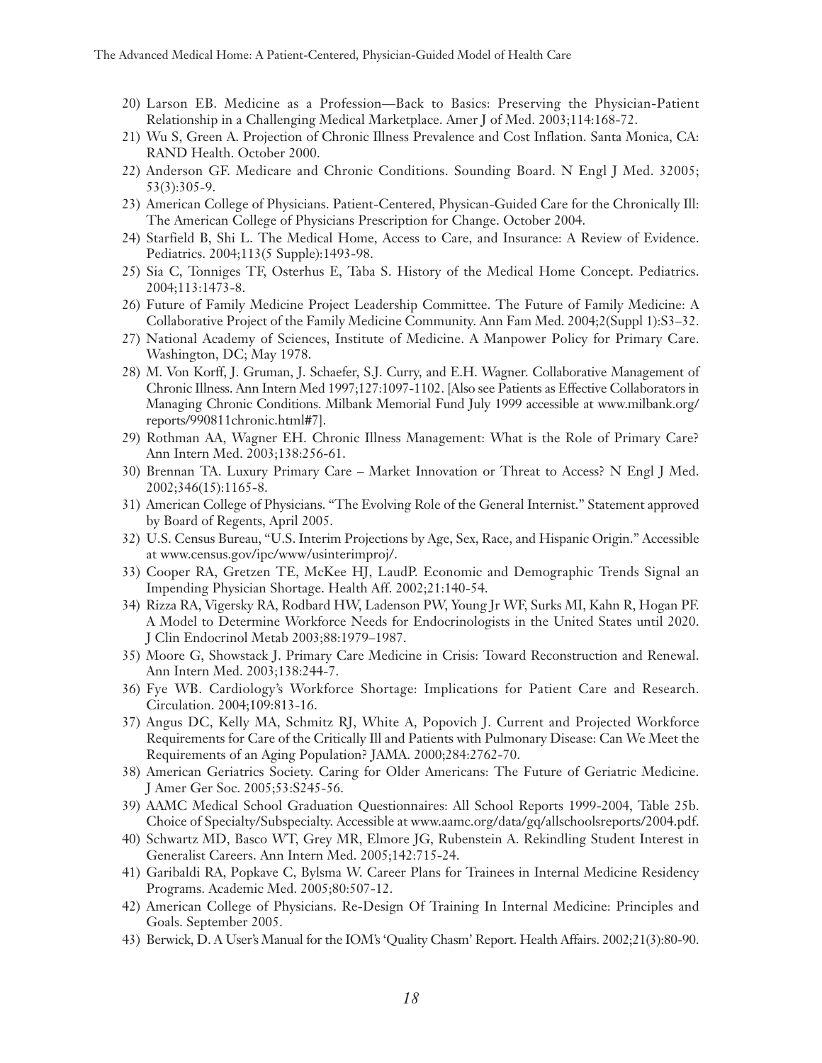20) Larson EB. Medicine as a Profession—Back to Basics: Preserving the Physician-Patient Relationship in a Challenging Medical Marketplace. Amer J of Med. 2003;114:168-72.
21) Wu S, Green A. Projection of Chronic Illness Prevalence and Cost Inflation. Santa Monica, CA: RAND Health. October 2000.
22) Anderson GF. Medicare and Chronic Conditions. Sounding Board. N Engl J Med. 32005; 53(3):305-9.
23) American College of Physicians. Patient-Centered, Physican-Guided Care for the Chronically Ill: The American College of Physicians Prescription for Change. October 2004.
24) Starfield B, Shi L. The Medical Home, Access to Care, and Insurance: A Review of Evidence. Pediatrics. 2004;113(5 Supple):1493-98.
25) Sia C, Tonniges TF, Osterhus E, Taba S. History of the Medical Home Concept. Pediatrics. 2004;113:1473-8.
26) Future of Family Medicine Project Leadership Committee. The Future of Family Medicine: A Collaborative Project of the Family Medicine Community. Ann Fam Med. 2004;2(Suppl 1):S3–32.
27) National Academy of Sciences, Institute of Medicine. A Manpower Policy for Primary Care. Washington, DC; May 1978.
28) M. Von Korff, J. Gruman, J. Schaefer, S.J. Curry, and E.H. Wagner. Collaborative Management of Chronic Illness. Ann Intern Med 1997;127:1097-1102. [Also see Patients as Effective Collaborators in Managing Chronic Conditions. Milbank Memorial Fund July 1999 accessible at www.milbank.org/reports/990811chronic.html#7].
29) Rothman AA, Wagner EH. Chronic Illness Management: What is the Role of Primary Care? Ann Intern Med. 2003;138:256-61.
30) Brennan TA. Luxury Primary Care – Market Innovation or Threat to Access? N Engl J Med. 2002;346(15):1165-8.
31) American College of Physicians. "The Evolving Role of the General Internist." Statement approved by Board of Regents, April 2005.
32) U.S. Census Bureau, "U.S. Interim Projections by Age, Sex, Race, and Hispanic Origin." Accessible at www.census.gov/ipc/www/usinterimproj/.
33) Cooper RA, Gretzen TE, McKee HJ, LaudP. Economic and Demographic Trends Signal an Impending Physician Shortage. Health Aff. 2002;21:140-54.
34) Rizza RA, Vigersky RA, Rodbard HW, Ladenson PW, Young Jr WF, Surks MI, Kahn R, Hogan PF. A Model to Determine Workforce Needs for Endocrinologists in the United States until 2020. J Clin Endocrinol Metab 2003;88:1979–1987.
35) Moore G, Showstack J. Primary Care Medicine in Crisis: Toward Reconstruction and Renewal. Ann Intern Med. 2003;138:244-7.
36) Fye WB. Cardiology's Workforce Shortage: Implications for Patient Care and Research. Circulation. 2004;109:813-16.
37) Angus DC, Kelly MA, Schmitz RJ, White A, Popovich J. Current and Projected Workforce Requirements for Care of the Critically Ill and Patients with Pulmonary Disease: Can We Meet the Requirements of an Aging Population? JAMA. 2000;284:2762-70.
38) American Geriatrics Society. Caring for Older Americans: The Future of Geriatric Medicine. J Amer Ger Soc. 2005;53:S245-56.
39) AAMC Medical School Graduation Questionnaires: All School Reports 1999-2004, Table 25b. Choice of Specialty/Subspecialty. Accessible at www.aamc.org/data/gq/allschoolsreports/2004.pdf.
40) Schwartz MD, Basco WT, Grey MR, Elmore JG, Rubenstein A. Rekindling Student Interest in Generalist Careers. Ann Intern Med. 2005;142:715-24.
41) Garibaldi RA, Popkave C, Bylsma W. Career Plans for Trainees in Internal Medicine Residency Programs. Academic Med. 2005;80:507-12.
42) American College of Physicians. Re-Design Of Training In Internal Medicine: Principles and Goals. September 2005.
43) Berwick, D. A User's Manual for the IOM's 'Quality Chasm' Report. Health Affairs. 2002;21(3):80-90.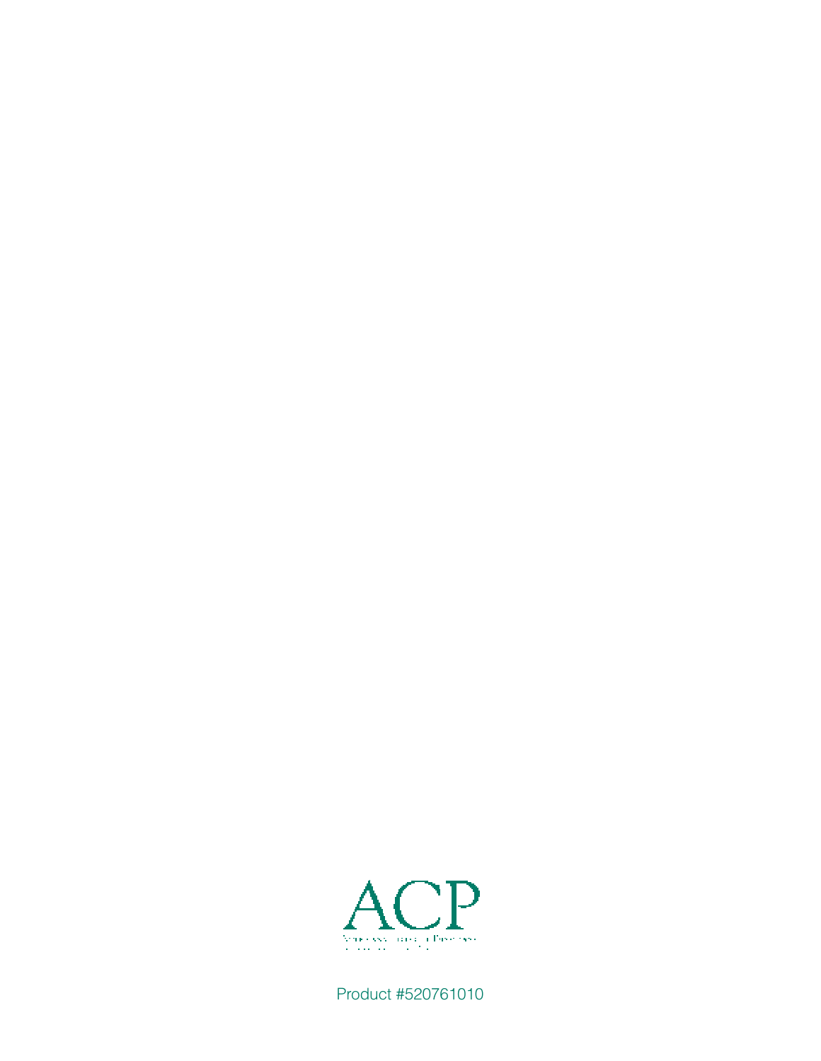ACP

Product #520761010